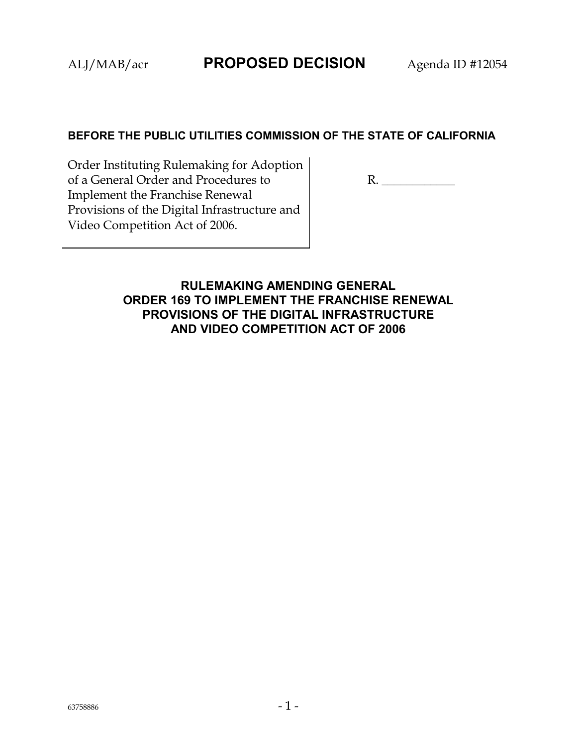ALJ/MAB/acr **PROPOSED DECISION** Agenda ID #12054

**BEFORE THE PUBLIC UTILITIES COMMISSION OF THE STATE OF CALIFORNIA**

| | |
|---|---|
| Order Instituting Rulemaking for Adoption of a General Order and Procedures to Implement the Franchise Renewal Provisions of the Digital Infrastructure and Video Competition Act of 2006. | R. ____________ |

## RULEMAKING AMENDING GENERAL ORDER 169 TO IMPLEMENT THE FRANCHISE RENEWAL PROVISIONS OF THE DIGITAL INFRASTRUCTURE AND VIDEO COMPETITION ACT OF 2006

63758886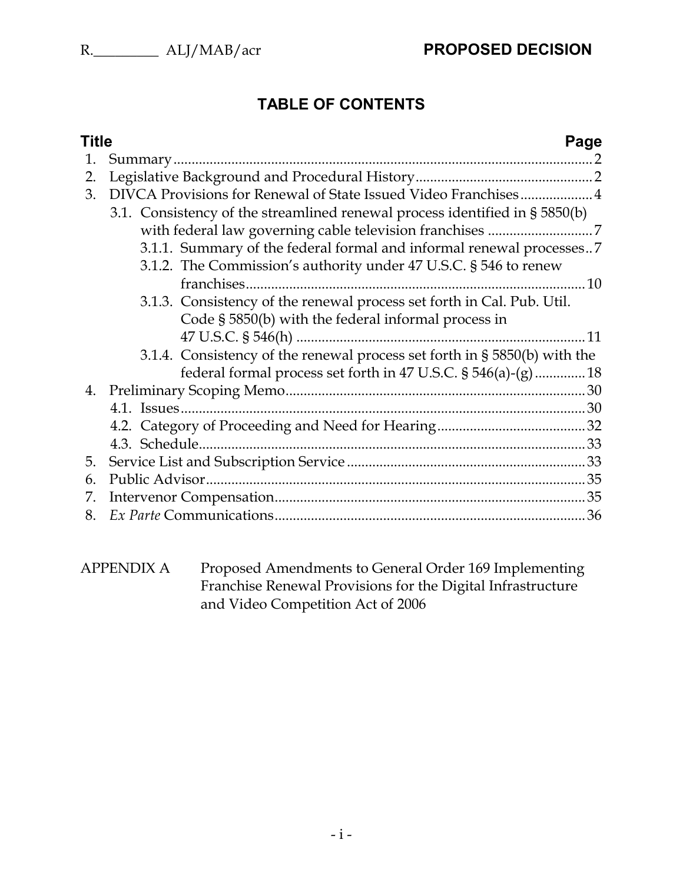# TABLE OF CONTENTS

| Title | Page |
|---|---|
| 1. Summary | 2 |
| 2. Legislative Background and Procedural History | 2 |
| 3. DIVCA Provisions for Renewal of State Issued Video Franchises | 4 |
| 3.1. Consistency of the streamlined renewal process identified in § 5850(b) with federal law governing cable television franchises | 7 |
| 3.1.1. Summary of the federal formal and informal renewal processes | 7 |
| 3.1.2. The Commission's authority under 47 U.S.C. § 546 to renew franchises | 10 |
| 3.1.3. Consistency of the renewal process set forth in Cal. Pub. Util. Code § 5850(b) with the federal informal process in 47 U.S.C. § 546(h) | 11 |
| 3.1.4. Consistency of the renewal process set forth in § 5850(b) with the federal formal process set forth in 47 U.S.C. § 546(a)-(g) | 18 |
| 4. Preliminary Scoping Memo | 30 |
| 4.1. Issues | 30 |
| 4.2. Category of Proceeding and Need for Hearing | 32 |
| 4.3. Schedule | 33 |
| 5. Service List and Subscription Service | 33 |
| 6. Public Advisor | 35 |
| 7. Intervenor Compensation | 35 |
| 8. *Ex Parte* Communications | 36 |

APPENDIX A Proposed Amendments to General Order 169 Implementing Franchise Renewal Provisions for the Digital Infrastructure and Video Competition Act of 2006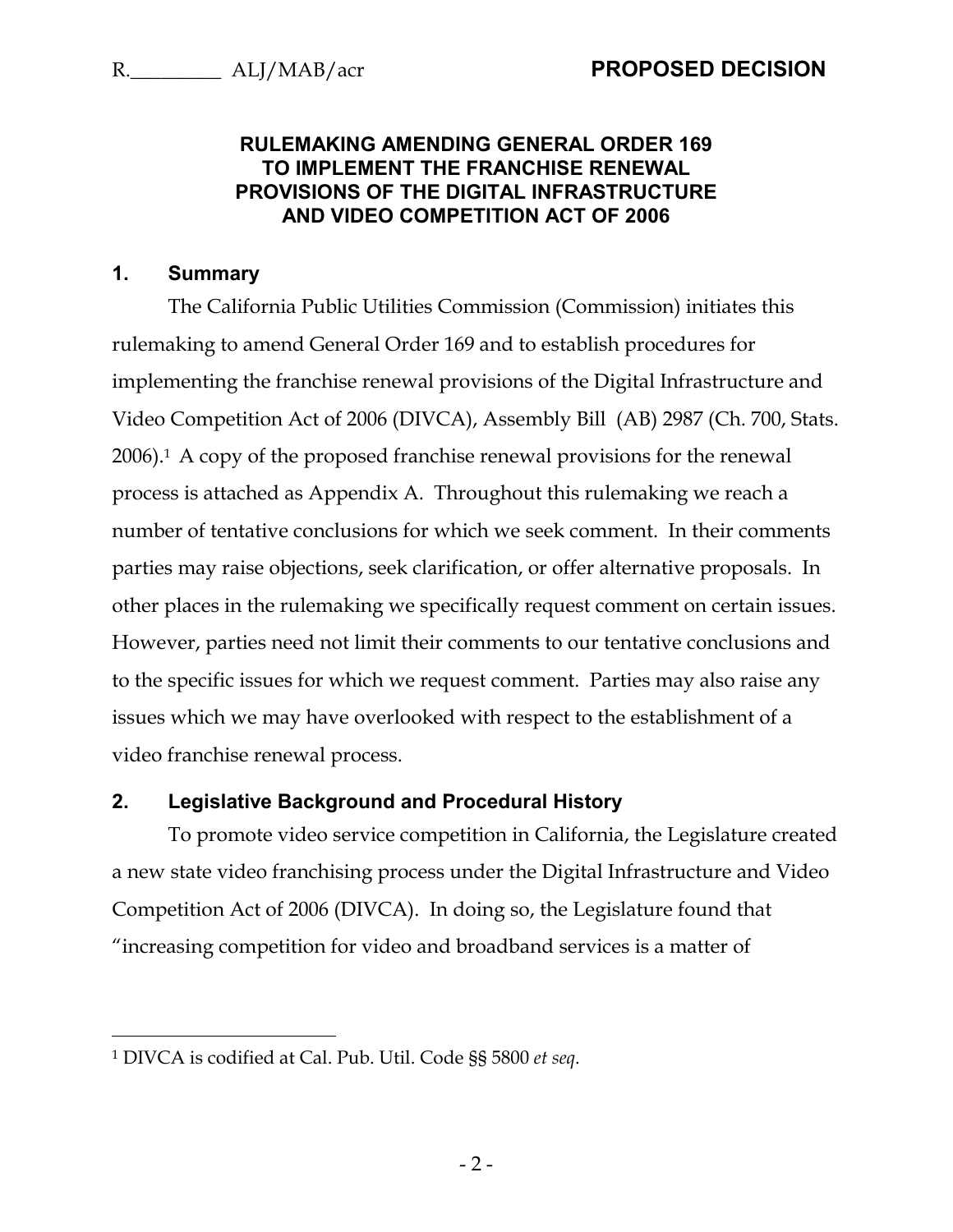**RULEMAKING AMENDING GENERAL ORDER 169 TO IMPLEMENT THE FRANCHISE RENEWAL PROVISIONS OF THE DIGITAL INFRASTRUCTURE AND VIDEO COMPETITION ACT OF 2006**

## 1. Summary

The California Public Utilities Commission (Commission) initiates this rulemaking to amend General Order 169 and to establish procedures for implementing the franchise renewal provisions of the Digital Infrastructure and Video Competition Act of 2006 (DIVCA), Assembly Bill (AB) 2987 (Ch. 700, Stats. 2006).[1] A copy of the proposed franchise renewal provisions for the renewal process is attached as Appendix A. Throughout this rulemaking we reach a number of tentative conclusions for which we seek comment. In their comments parties may raise objections, seek clarification, or offer alternative proposals. In other places in the rulemaking we specifically request comment on certain issues. However, parties need not limit their comments to our tentative conclusions and to the specific issues for which we request comment. Parties may also raise any issues which we may have overlooked with respect to the establishment of a video franchise renewal process.

## 2. Legislative Background and Procedural History

To promote video service competition in California, the Legislature created a new state video franchising process under the Digital Infrastructure and Video Competition Act of 2006 (DIVCA). In doing so, the Legislature found that "increasing competition for video and broadband services is a matter of

---

[1] DIVCA is codified at Cal. Pub. Util. Code §§ 5800 *et seq*.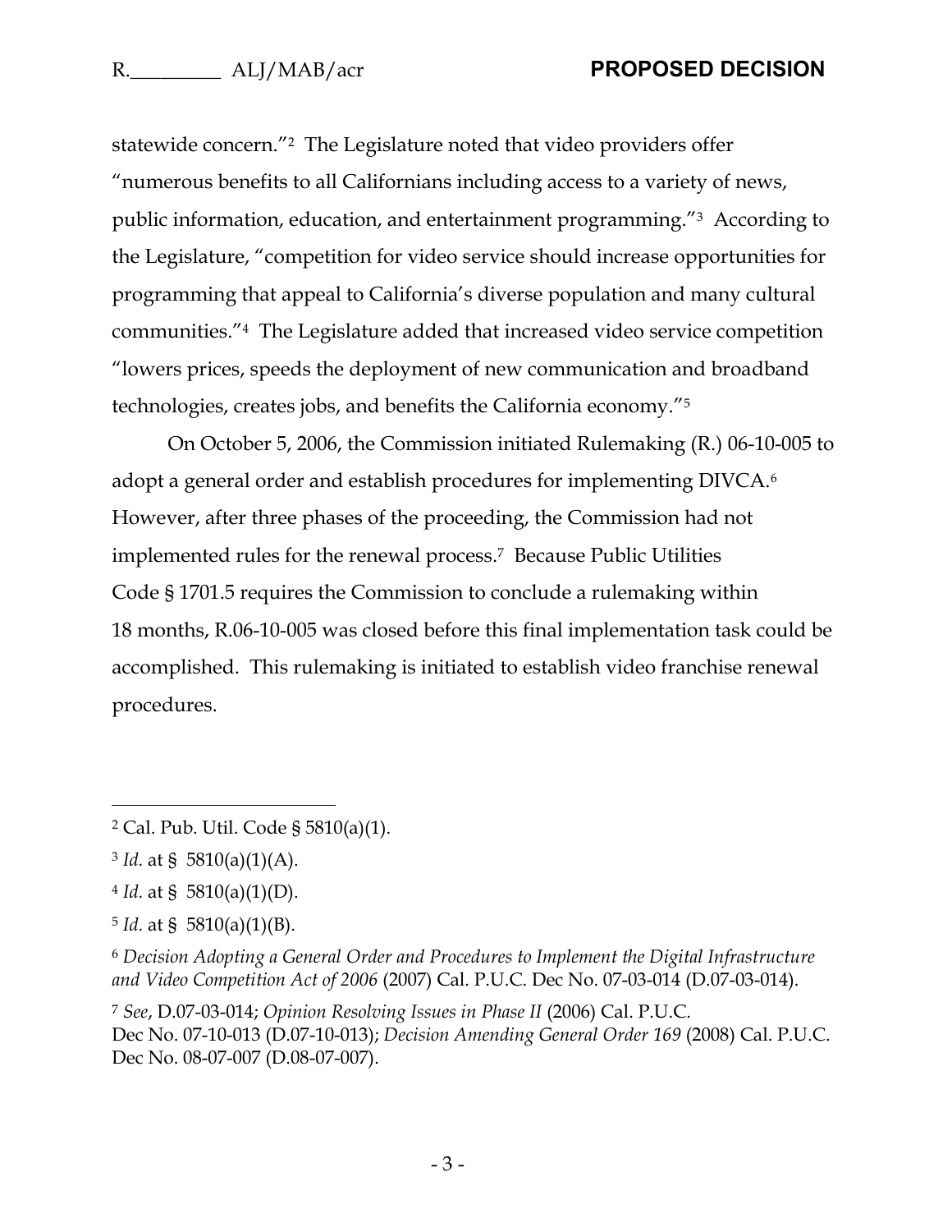statewide concern."[2] The Legislature noted that video providers offer "numerous benefits to all Californians including access to a variety of news, public information, education, and entertainment programming."[3] According to the Legislature, "competition for video service should increase opportunities for programming that appeal to California's diverse population and many cultural communities."[4] The Legislature added that increased video service competition "lowers prices, speeds the deployment of new communication and broadband technologies, creates jobs, and benefits the California economy."[5]

On October 5, 2006, the Commission initiated Rulemaking (R.) 06-10-005 to adopt a general order and establish procedures for implementing DIVCA.[6] However, after three phases of the proceeding, the Commission had not implemented rules for the renewal process.[7] Because Public Utilities Code § 1701.5 requires the Commission to conclude a rulemaking within 18 months, R.06-10-005 was closed before this final implementation task could be accomplished. This rulemaking is initiated to establish video franchise renewal procedures.

---

[2] Cal. Pub. Util. Code § 5810(a)(1).

[3] *Id.* at § 5810(a)(1)(A).

[4] *Id.* at § 5810(a)(1)(D).

[5] *Id.* at § 5810(a)(1)(B).

[6] *Decision Adopting a General Order and Procedures to Implement the Digital Infrastructure and Video Competition Act of 2006* (2007) Cal. P.U.C. Dec No. 07-03-014 (D.07-03-014).

[7] *See*, D.07-03-014; *Opinion Resolving Issues in Phase II* (2006) Cal. P.U.C. Dec No. 07-10-013 (D.07-10-013); *Decision Amending General Order 169* (2008) Cal. P.U.C. Dec No. 08-07-007 (D.08-07-007).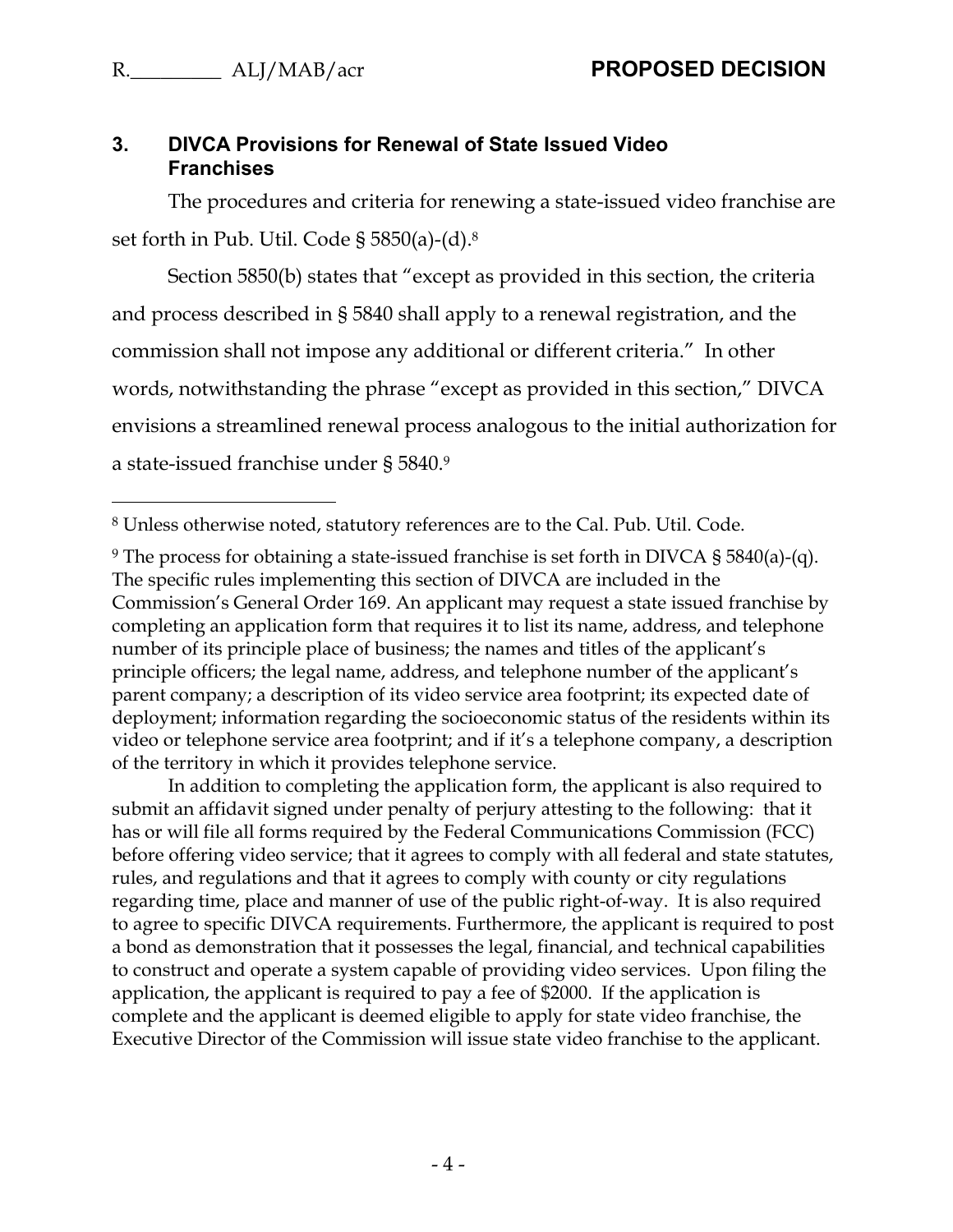## 3. DIVCA Provisions for Renewal of State Issued Video Franchises

The procedures and criteria for renewing a state-issued video franchise are set forth in Pub. Util. Code § 5850(a)-(d).[8]

Section 5850(b) states that "except as provided in this section, the criteria and process described in § 5840 shall apply to a renewal registration, and the commission shall not impose any additional or different criteria." In other words, notwithstanding the phrase "except as provided in this section," DIVCA envisions a streamlined renewal process analogous to the initial authorization for a state-issued franchise under § 5840.[9]

---

[8] Unless otherwise noted, statutory references are to the Cal. Pub. Util. Code.

[9] The process for obtaining a state-issued franchise is set forth in DIVCA § 5840(a)-(q). The specific rules implementing this section of DIVCA are included in the Commission's General Order 169. An applicant may request a state issued franchise by completing an application form that requires it to list its name, address, and telephone number of its principle place of business; the names and titles of the applicant's principle officers; the legal name, address, and telephone number of the applicant's parent company; a description of its video service area footprint; its expected date of deployment; information regarding the socioeconomic status of the residents within its video or telephone service area footprint; and if it's a telephone company, a description of the territory in which it provides telephone service.

In addition to completing the application form, the applicant is also required to submit an affidavit signed under penalty of perjury attesting to the following: that it has or will file all forms required by the Federal Communications Commission (FCC) before offering video service; that it agrees to comply with all federal and state statutes, rules, and regulations and that it agrees to comply with county or city regulations regarding time, place and manner of use of the public right-of-way. It is also required to agree to specific DIVCA requirements. Furthermore, the applicant is required to post a bond as demonstration that it possesses the legal, financial, and technical capabilities to construct and operate a system capable of providing video services. Upon filing the application, the applicant is required to pay a fee of $2000. If the application is complete and the applicant is deemed eligible to apply for state video franchise, the Executive Director of the Commission will issue state video franchise to the applicant.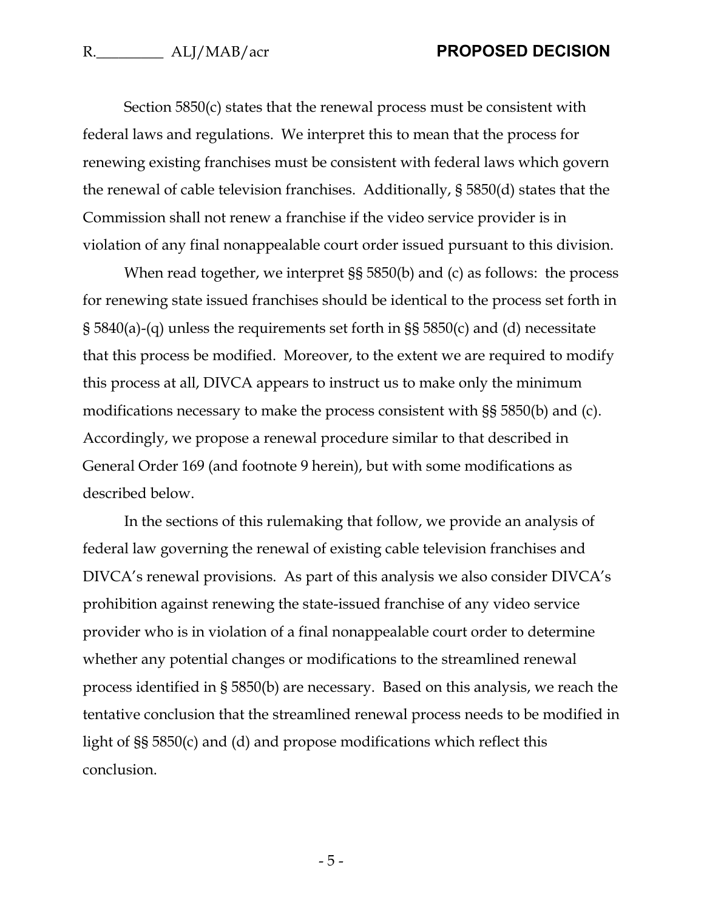Section 5850(c) states that the renewal process must be consistent with federal laws and regulations. We interpret this to mean that the process for renewing existing franchises must be consistent with federal laws which govern the renewal of cable television franchises. Additionally, § 5850(d) states that the Commission shall not renew a franchise if the video service provider is in violation of any final nonappealable court order issued pursuant to this division.

When read together, we interpret §§ 5850(b) and (c) as follows: the process for renewing state issued franchises should be identical to the process set forth in § 5840(a)-(q) unless the requirements set forth in §§ 5850(c) and (d) necessitate that this process be modified. Moreover, to the extent we are required to modify this process at all, DIVCA appears to instruct us to make only the minimum modifications necessary to make the process consistent with §§ 5850(b) and (c). Accordingly, we propose a renewal procedure similar to that described in General Order 169 (and footnote 9 herein), but with some modifications as described below.

In the sections of this rulemaking that follow, we provide an analysis of federal law governing the renewal of existing cable television franchises and DIVCA's renewal provisions. As part of this analysis we also consider DIVCA's prohibition against renewing the state-issued franchise of any video service provider who is in violation of a final nonappealable court order to determine whether any potential changes or modifications to the streamlined renewal process identified in § 5850(b) are necessary. Based on this analysis, we reach the tentative conclusion that the streamlined renewal process needs to be modified in light of §§ 5850(c) and (d) and propose modifications which reflect this conclusion.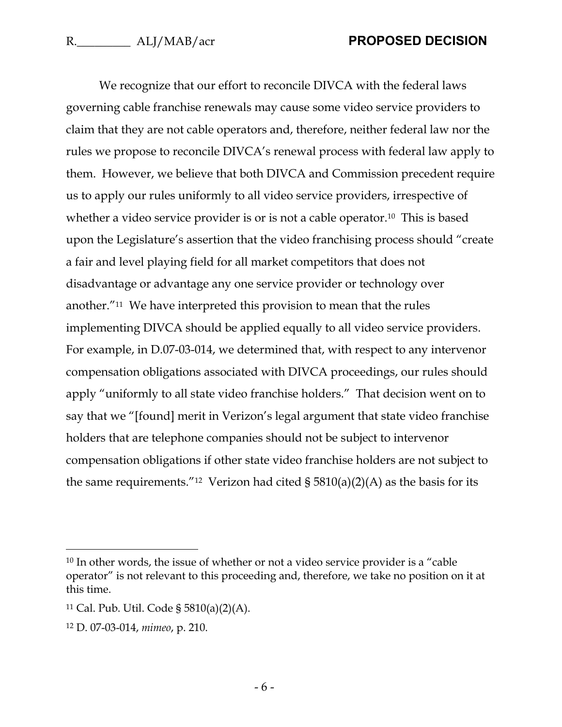We recognize that our effort to reconcile DIVCA with the federal laws governing cable franchise renewals may cause some video service providers to claim that they are not cable operators and, therefore, neither federal law nor the rules we propose to reconcile DIVCA's renewal process with federal law apply to them. However, we believe that both DIVCA and Commission precedent require us to apply our rules uniformly to all video service providers, irrespective of whether a video service provider is or is not a cable operator.[10] This is based upon the Legislature's assertion that the video franchising process should "create a fair and level playing field for all market competitors that does not disadvantage or advantage any one service provider or technology over another."[11] We have interpreted this provision to mean that the rules implementing DIVCA should be applied equally to all video service providers. For example, in D.07-03-014, we determined that, with respect to any intervenor compensation obligations associated with DIVCA proceedings, our rules should apply "uniformly to all state video franchise holders." That decision went on to say that we "[found] merit in Verizon's legal argument that state video franchise holders that are telephone companies should not be subject to intervenor compensation obligations if other state video franchise holders are not subject to the same requirements."[12] Verizon had cited § 5810(a)(2)(A) as the basis for its

---

[10] In other words, the issue of whether or not a video service provider is a "cable operator" is not relevant to this proceeding and, therefore, we take no position on it at this time.

[11] Cal. Pub. Util. Code § 5810(a)(2)(A).

[12] D. 07-03-014, *mimeo*, p. 210.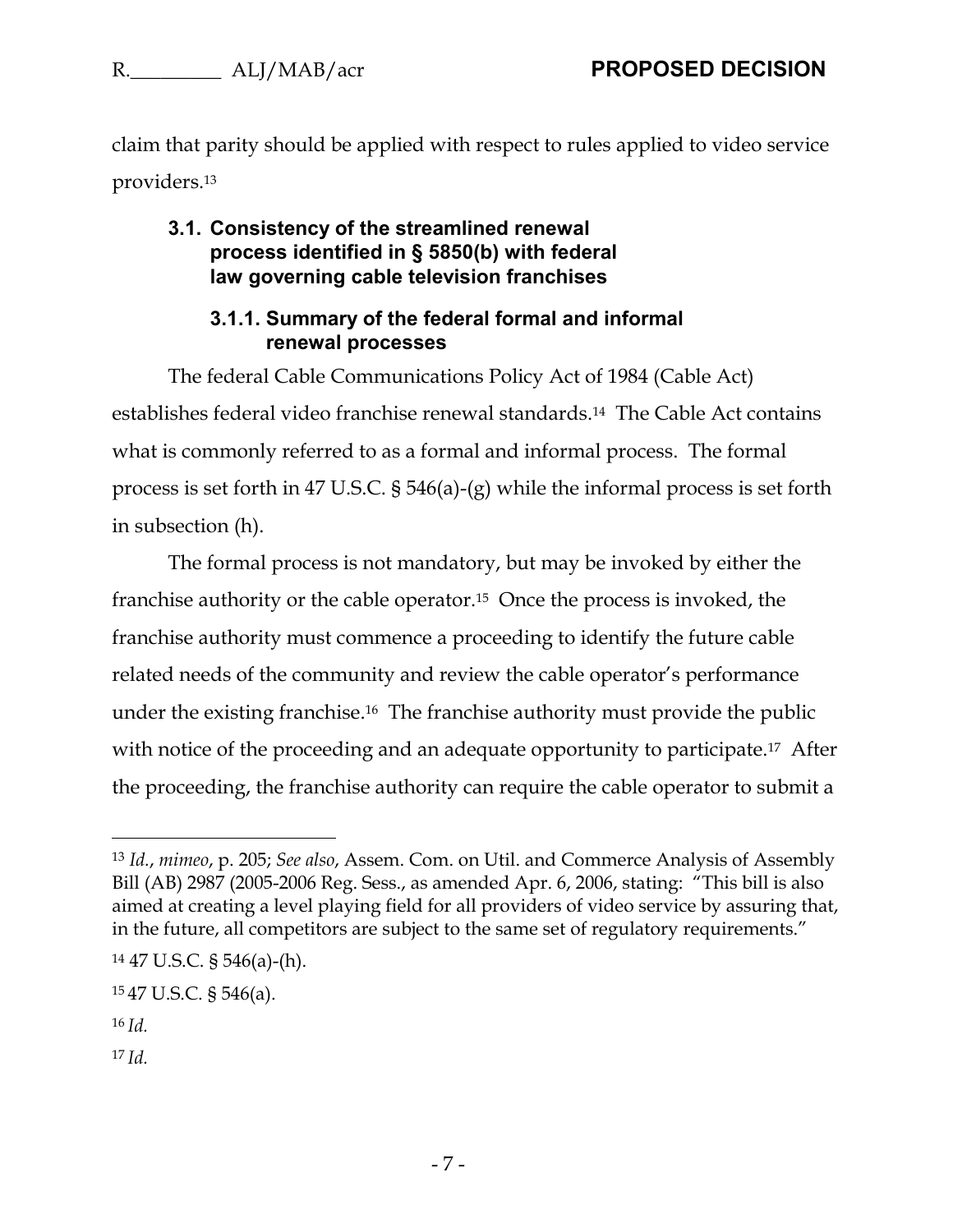claim that parity should be applied with respect to rules applied to video service providers.[13]

### 3.1. Consistency of the streamlined renewal process identified in § 5850(b) with federal law governing cable television franchises

#### 3.1.1. Summary of the federal formal and informal renewal processes

The federal Cable Communications Policy Act of 1984 (Cable Act) establishes federal video franchise renewal standards.[14] The Cable Act contains what is commonly referred to as a formal and informal process. The formal process is set forth in 47 U.S.C. § 546(a)-(g) while the informal process is set forth in subsection (h).

The formal process is not mandatory, but may be invoked by either the franchise authority or the cable operator.[15] Once the process is invoked, the franchise authority must commence a proceeding to identify the future cable related needs of the community and review the cable operator's performance under the existing franchise.[16] The franchise authority must provide the public with notice of the proceeding and an adequate opportunity to participate.[17] After the proceeding, the franchise authority can require the cable operator to submit a

---

[13] *Id.*, *mimeo*, p. 205; *See also*, Assem. Com. on Util. and Commerce Analysis of Assembly Bill (AB) 2987 (2005-2006 Reg. Sess., as amended Apr. 6, 2006, stating: "This bill is also aimed at creating a level playing field for all providers of video service by assuring that, in the future, all competitors are subject to the same set of regulatory requirements."

[14] 47 U.S.C. § 546(a)-(h).

[15] 47 U.S.C. § 546(a).

[16] *Id.*

[17] *Id.*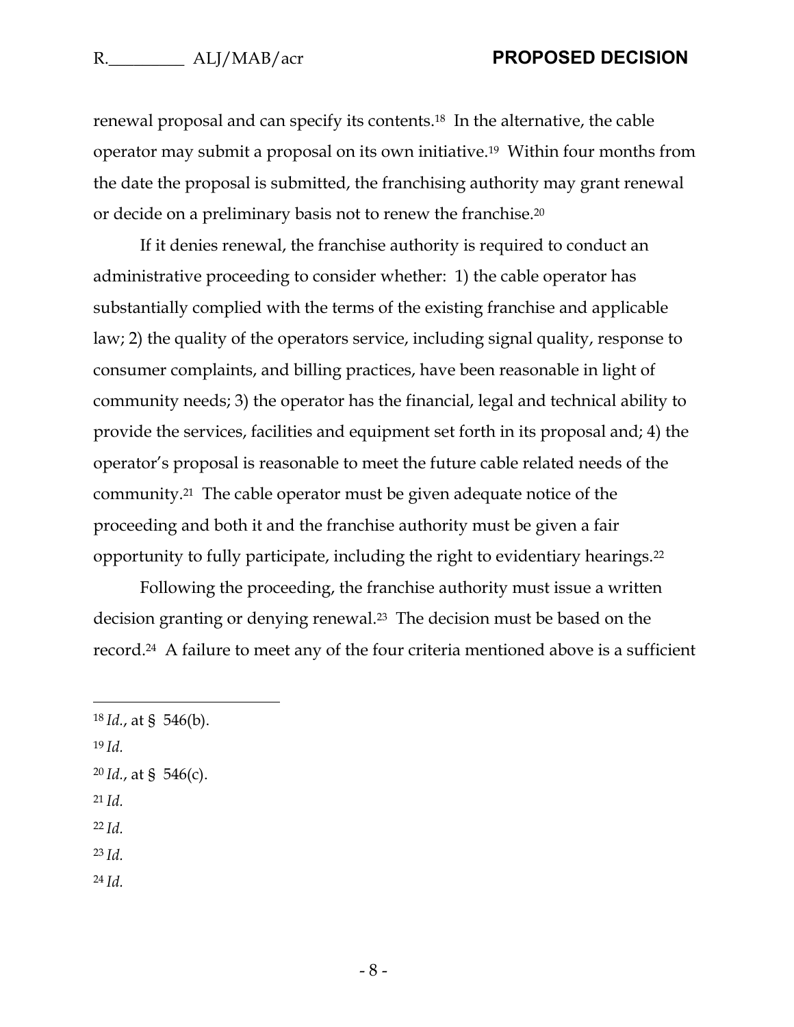renewal proposal and can specify its contents.[18] In the alternative, the cable operator may submit a proposal on its own initiative.[19] Within four months from the date the proposal is submitted, the franchising authority may grant renewal or decide on a preliminary basis not to renew the franchise.[20]

If it denies renewal, the franchise authority is required to conduct an administrative proceeding to consider whether: 1) the cable operator has substantially complied with the terms of the existing franchise and applicable law; 2) the quality of the operators service, including signal quality, response to consumer complaints, and billing practices, have been reasonable in light of community needs; 3) the operator has the financial, legal and technical ability to provide the services, facilities and equipment set forth in its proposal and; 4) the operator's proposal is reasonable to meet the future cable related needs of the community.[21] The cable operator must be given adequate notice of the proceeding and both it and the franchise authority must be given a fair opportunity to fully participate, including the right to evidentiary hearings.[22]

Following the proceeding, the franchise authority must issue a written decision granting or denying renewal.[23] The decision must be based on the record.[24] A failure to meet any of the four criteria mentioned above is a sufficient

---

[18] *Id.*, at § 546(b).

[19] *Id.*

[20] *Id.*, at § 546(c).

[21] *Id.*

[22] *Id.*

[23] *Id.*

[24] *Id.*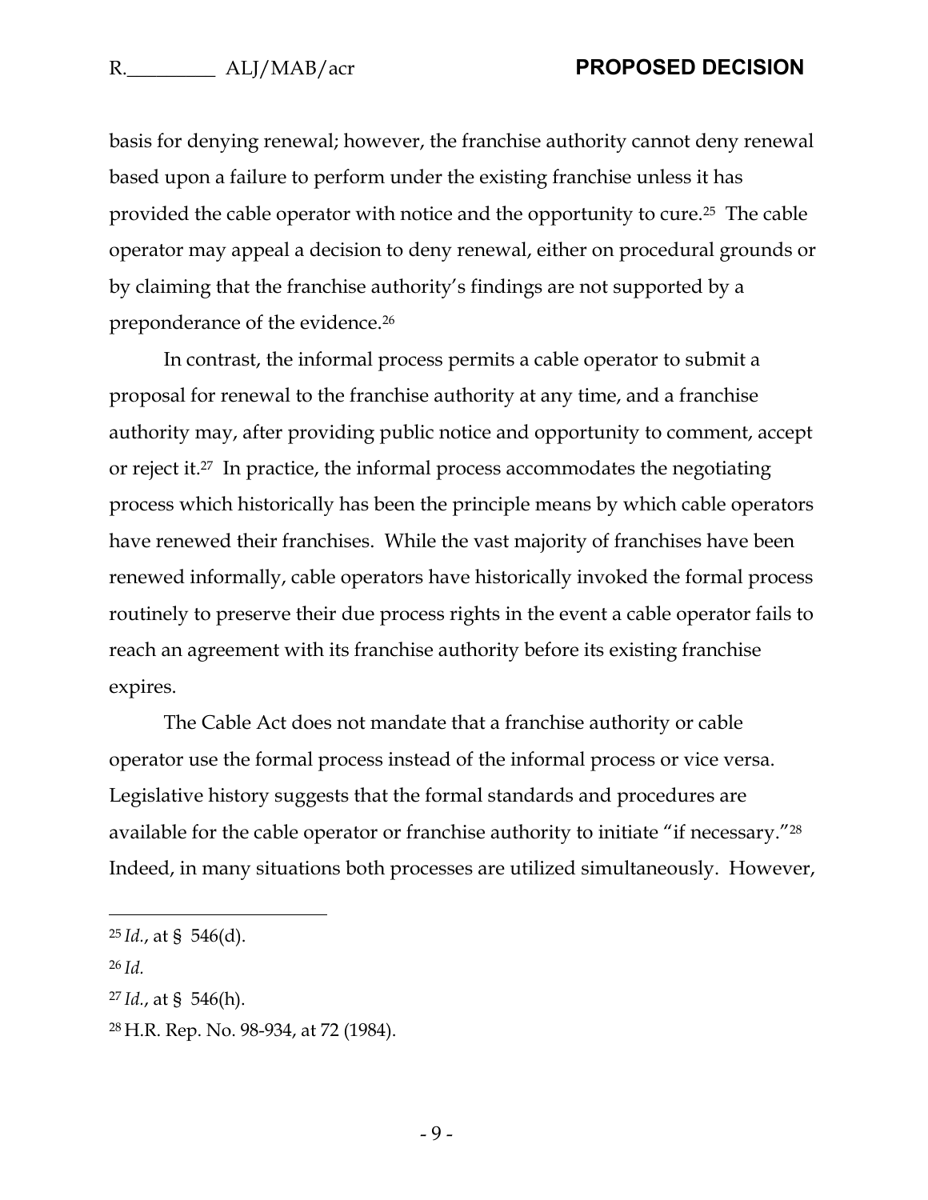basis for denying renewal; however, the franchise authority cannot deny renewal based upon a failure to perform under the existing franchise unless it has provided the cable operator with notice and the opportunity to cure.[25] The cable operator may appeal a decision to deny renewal, either on procedural grounds or by claiming that the franchise authority's findings are not supported by a preponderance of the evidence.[26]

In contrast, the informal process permits a cable operator to submit a proposal for renewal to the franchise authority at any time, and a franchise authority may, after providing public notice and opportunity to comment, accept or reject it.[27] In practice, the informal process accommodates the negotiating process which historically has been the principle means by which cable operators have renewed their franchises. While the vast majority of franchises have been renewed informally, cable operators have historically invoked the formal process routinely to preserve their due process rights in the event a cable operator fails to reach an agreement with its franchise authority before its existing franchise expires.

The Cable Act does not mandate that a franchise authority or cable operator use the formal process instead of the informal process or vice versa. Legislative history suggests that the formal standards and procedures are available for the cable operator or franchise authority to initiate "if necessary."[28] Indeed, in many situations both processes are utilized simultaneously. However,

---

[25] *Id.*, at § 546(d).

[26] *Id.*

[27] *Id.*, at § 546(h).

[28] H.R. Rep. No. 98-934, at 72 (1984).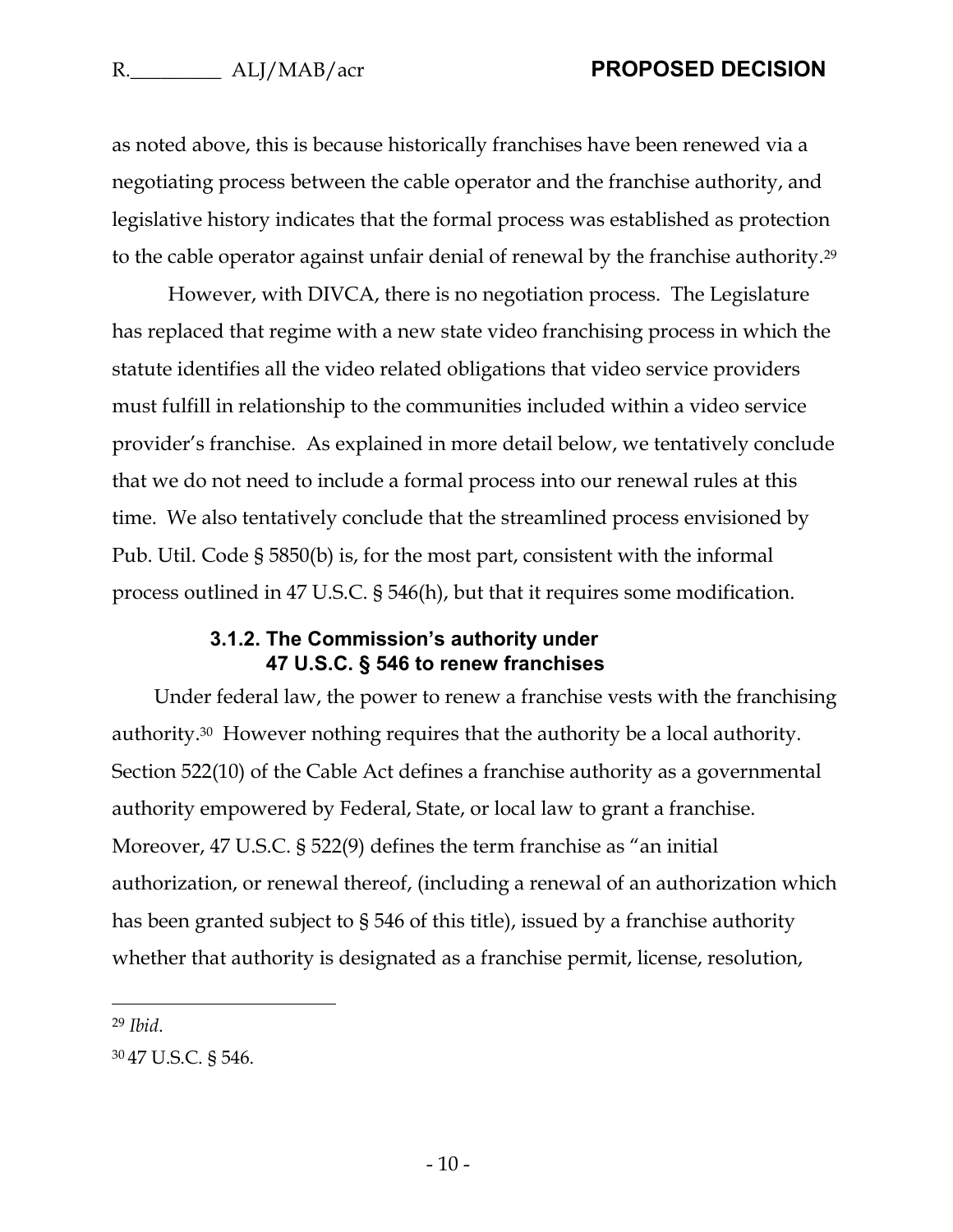as noted above, this is because historically franchises have been renewed via a negotiating process between the cable operator and the franchise authority, and legislative history indicates that the formal process was established as protection to the cable operator against unfair denial of renewal by the franchise authority.[29]

However, with DIVCA, there is no negotiation process. The Legislature has replaced that regime with a new state video franchising process in which the statute identifies all the video related obligations that video service providers must fulfill in relationship to the communities included within a video service provider's franchise. As explained in more detail below, we tentatively conclude that we do not need to include a formal process into our renewal rules at this time. We also tentatively conclude that the streamlined process envisioned by Pub. Util. Code § 5850(b) is, for the most part, consistent with the informal process outlined in 47 U.S.C. § 546(h), but that it requires some modification.

#### 3.1.2. The Commission's authority under 47 U.S.C. § 546 to renew franchises

Under federal law, the power to renew a franchise vests with the franchising authority.[30] However nothing requires that the authority be a local authority. Section 522(10) of the Cable Act defines a franchise authority as a governmental authority empowered by Federal, State, or local law to grant a franchise. Moreover, 47 U.S.C. § 522(9) defines the term franchise as "an initial authorization, or renewal thereof, (including a renewal of an authorization which has been granted subject to § 546 of this title), issued by a franchise authority whether that authority is designated as a franchise permit, license, resolution,

---

[29] *Ibid*.

[30] 47 U.S.C. § 546.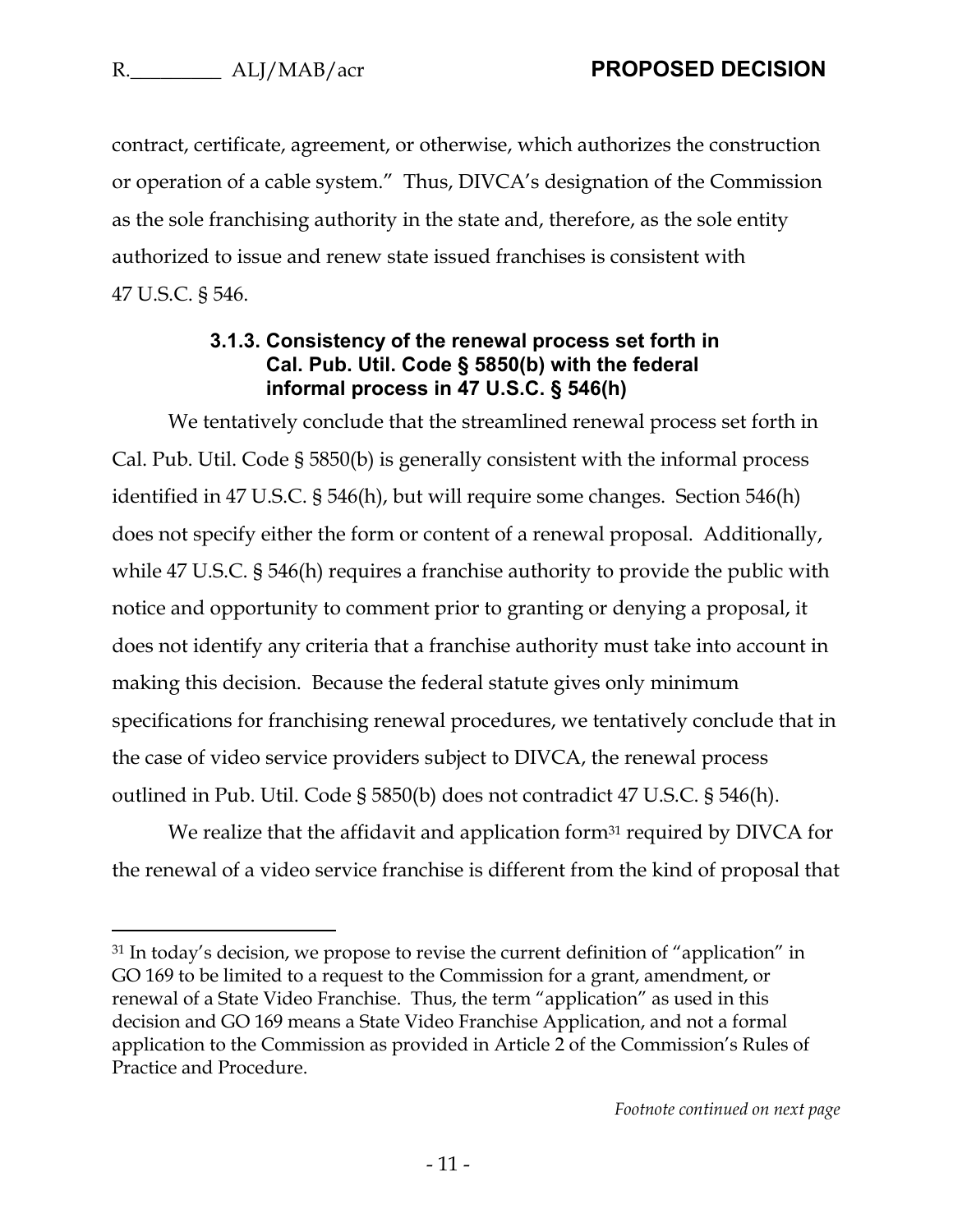contract, certificate, agreement, or otherwise, which authorizes the construction or operation of a cable system." Thus, DIVCA's designation of the Commission as the sole franchising authority in the state and, therefore, as the sole entity authorized to issue and renew state issued franchises is consistent with 47 U.S.C. § 546.

#### 3.1.3. Consistency of the renewal process set forth in Cal. Pub. Util. Code § 5850(b) with the federal informal process in 47 U.S.C. § 546(h)

We tentatively conclude that the streamlined renewal process set forth in Cal. Pub. Util. Code § 5850(b) is generally consistent with the informal process identified in 47 U.S.C. § 546(h), but will require some changes. Section 546(h) does not specify either the form or content of a renewal proposal. Additionally, while 47 U.S.C. § 546(h) requires a franchise authority to provide the public with notice and opportunity to comment prior to granting or denying a proposal, it does not identify any criteria that a franchise authority must take into account in making this decision. Because the federal statute gives only minimum specifications for franchising renewal procedures, we tentatively conclude that in the case of video service providers subject to DIVCA, the renewal process outlined in Pub. Util. Code § 5850(b) does not contradict 47 U.S.C. § 546(h).

We realize that the affidavit and application form[31] required by DIVCA for the renewal of a video service franchise is different from the kind of proposal that

---

[31] In today's decision, we propose to revise the current definition of "application" in GO 169 to be limited to a request to the Commission for a grant, amendment, or renewal of a State Video Franchise. Thus, the term "application" as used in this decision and GO 169 means a State Video Franchise Application, and not a formal application to the Commission as provided in Article 2 of the Commission's Rules of Practice and Procedure.

*Footnote continued on next page*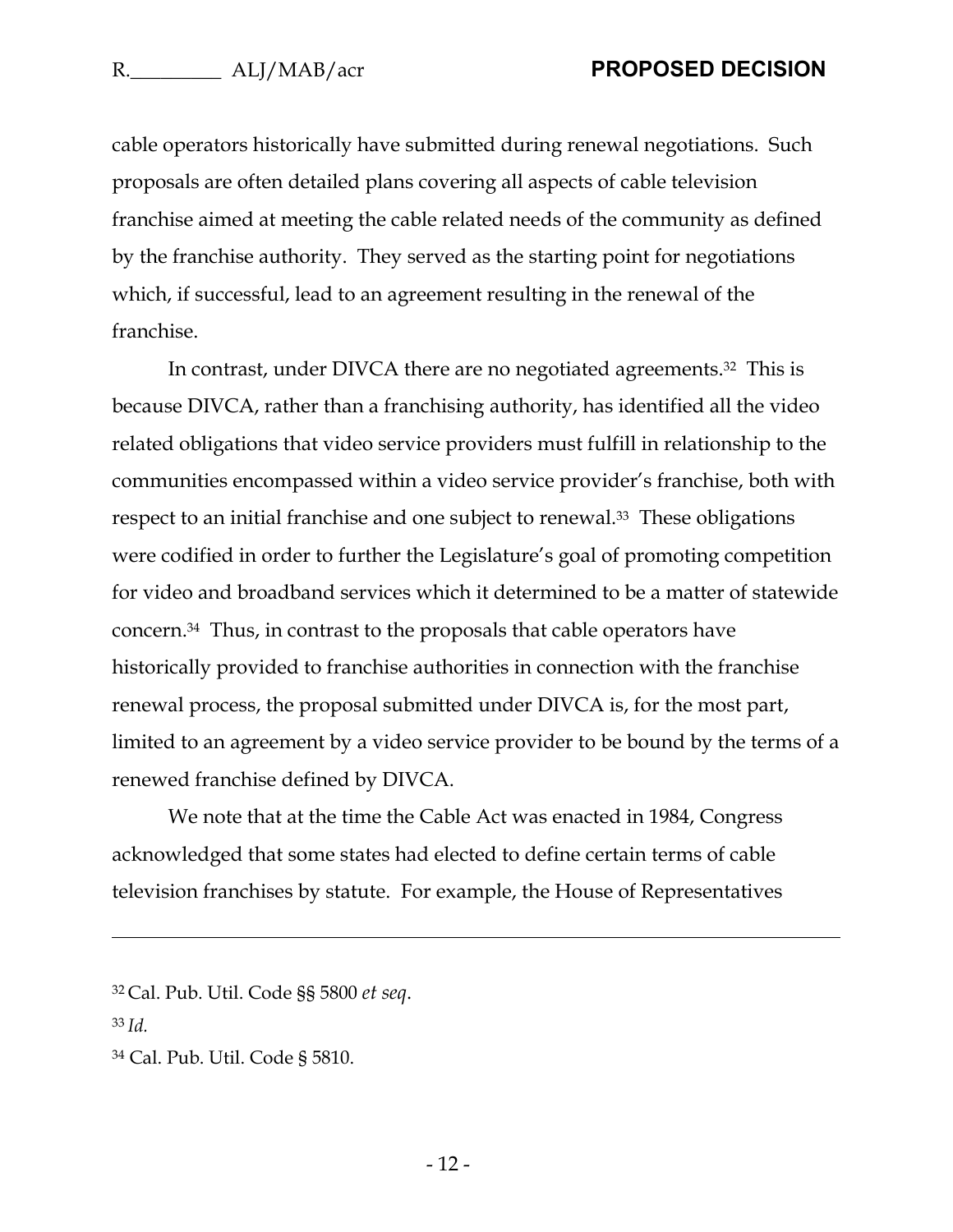cable operators historically have submitted during renewal negotiations. Such proposals are often detailed plans covering all aspects of cable television franchise aimed at meeting the cable related needs of the community as defined by the franchise authority. They served as the starting point for negotiations which, if successful, lead to an agreement resulting in the renewal of the franchise.

In contrast, under DIVCA there are no negotiated agreements.[32] This is because DIVCA, rather than a franchising authority, has identified all the video related obligations that video service providers must fulfill in relationship to the communities encompassed within a video service provider's franchise, both with respect to an initial franchise and one subject to renewal.[33] These obligations were codified in order to further the Legislature's goal of promoting competition for video and broadband services which it determined to be a matter of statewide concern.[34] Thus, in contrast to the proposals that cable operators have historically provided to franchise authorities in connection with the franchise renewal process, the proposal submitted under DIVCA is, for the most part, limited to an agreement by a video service provider to be bound by the terms of a renewed franchise defined by DIVCA.

We note that at the time the Cable Act was enacted in 1984, Congress acknowledged that some states had elected to define certain terms of cable television franchises by statute. For example, the House of Representatives

---

[32] Cal. Pub. Util. Code §§ 5800 *et seq*.

[33] *Id.*

[34] Cal. Pub. Util. Code § 5810.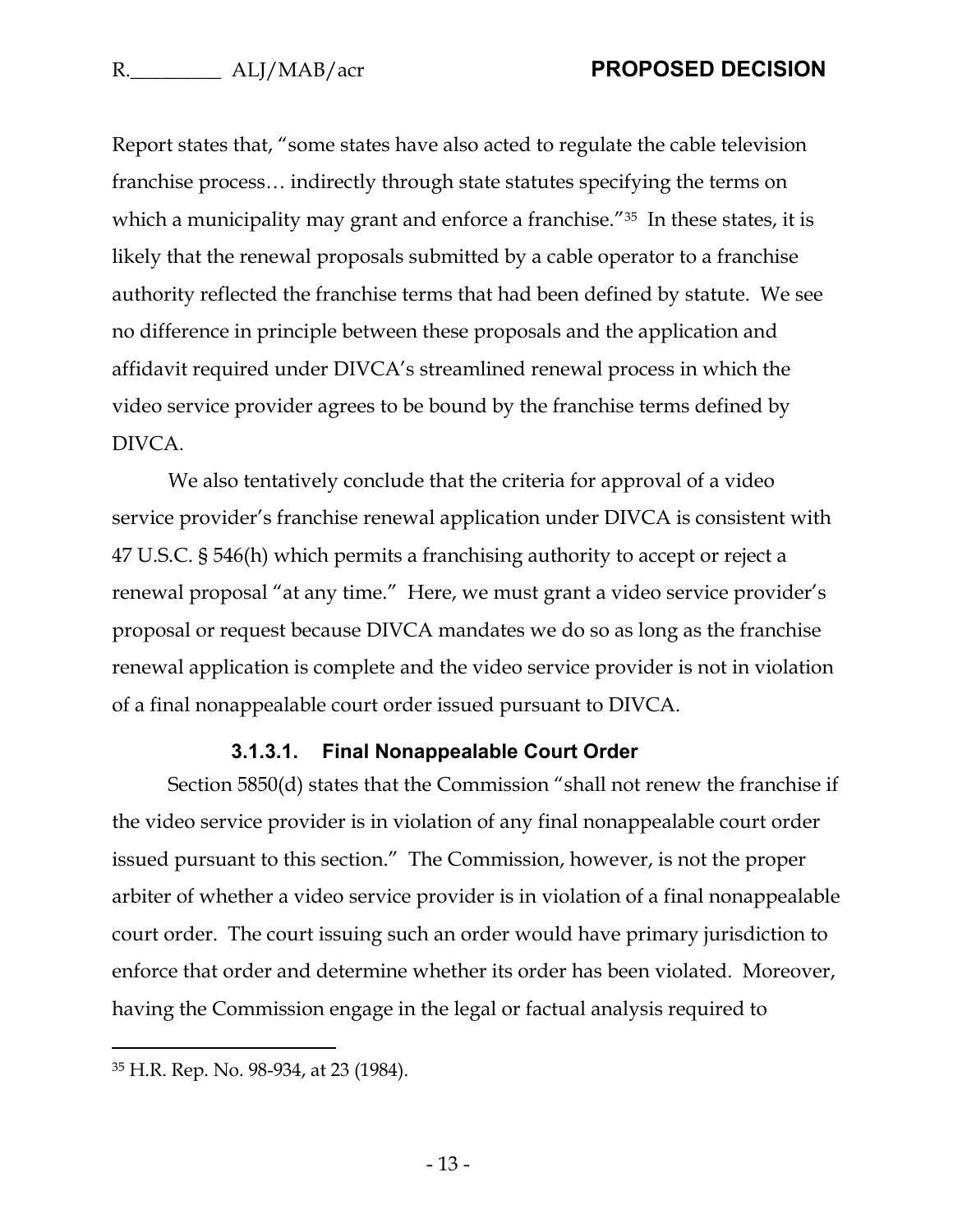Report states that, "some states have also acted to regulate the cable television franchise process… indirectly through state statutes specifying the terms on which a municipality may grant and enforce a franchise."[35] In these states, it is likely that the renewal proposals submitted by a cable operator to a franchise authority reflected the franchise terms that had been defined by statute. We see no difference in principle between these proposals and the application and affidavit required under DIVCA's streamlined renewal process in which the video service provider agrees to be bound by the franchise terms defined by DIVCA.

We also tentatively conclude that the criteria for approval of a video service provider's franchise renewal application under DIVCA is consistent with 47 U.S.C. § 546(h) which permits a franchising authority to accept or reject a renewal proposal "at any time." Here, we must grant a video service provider's proposal or request because DIVCA mandates we do so as long as the franchise renewal application is complete and the video service provider is not in violation of a final nonappealable court order issued pursuant to DIVCA.

#### 3.1.3.1. Final Nonappealable Court Order

Section 5850(d) states that the Commission "shall not renew the franchise if the video service provider is in violation of any final nonappealable court order issued pursuant to this section." The Commission, however, is not the proper arbiter of whether a video service provider is in violation of a final nonappealable court order. The court issuing such an order would have primary jurisdiction to enforce that order and determine whether its order has been violated. Moreover, having the Commission engage in the legal or factual analysis required to

---

[35] H.R. Rep. No. 98-934, at 23 (1984).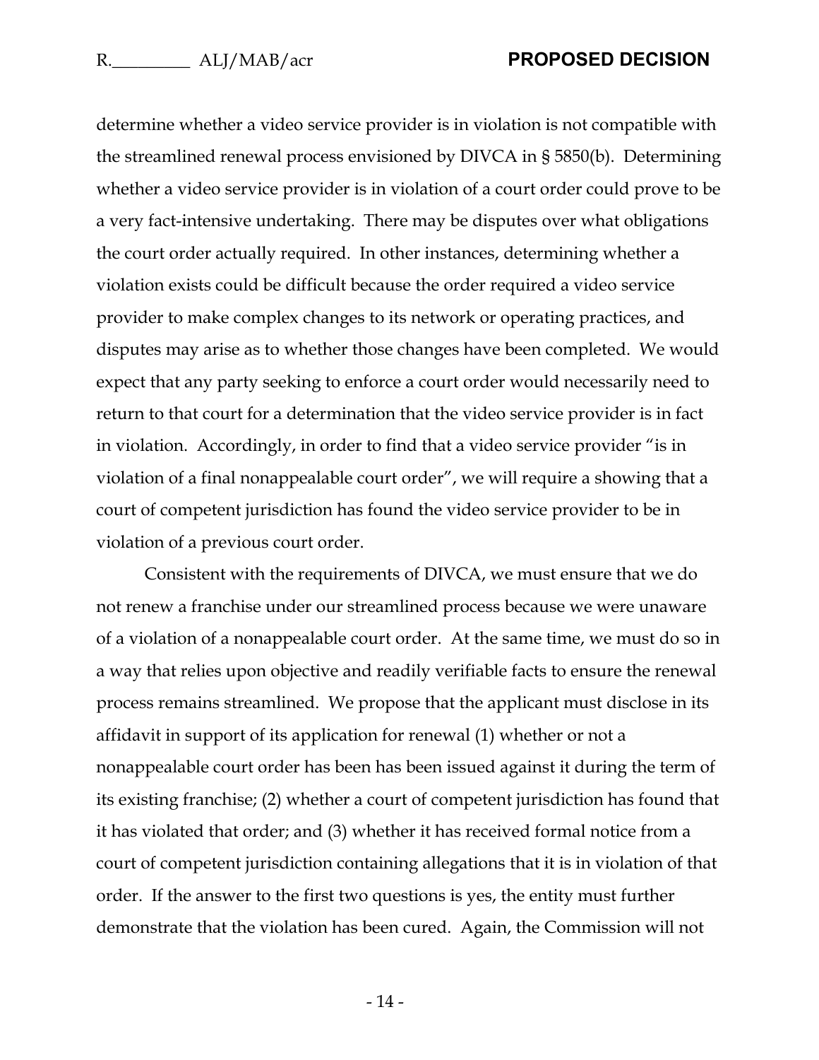determine whether a video service provider is in violation is not compatible with the streamlined renewal process envisioned by DIVCA in § 5850(b). Determining whether a video service provider is in violation of a court order could prove to be a very fact-intensive undertaking. There may be disputes over what obligations the court order actually required. In other instances, determining whether a violation exists could be difficult because the order required a video service provider to make complex changes to its network or operating practices, and disputes may arise as to whether those changes have been completed. We would expect that any party seeking to enforce a court order would necessarily need to return to that court for a determination that the video service provider is in fact in violation. Accordingly, in order to find that a video service provider "is in violation of a final nonappealable court order", we will require a showing that a court of competent jurisdiction has found the video service provider to be in violation of a previous court order.

Consistent with the requirements of DIVCA, we must ensure that we do not renew a franchise under our streamlined process because we were unaware of a violation of a nonappealable court order. At the same time, we must do so in a way that relies upon objective and readily verifiable facts to ensure the renewal process remains streamlined. We propose that the applicant must disclose in its affidavit in support of its application for renewal (1) whether or not a nonappealable court order has been has been issued against it during the term of its existing franchise; (2) whether a court of competent jurisdiction has found that it has violated that order; and (3) whether it has received formal notice from a court of competent jurisdiction containing allegations that it is in violation of that order. If the answer to the first two questions is yes, the entity must further demonstrate that the violation has been cured. Again, the Commission will not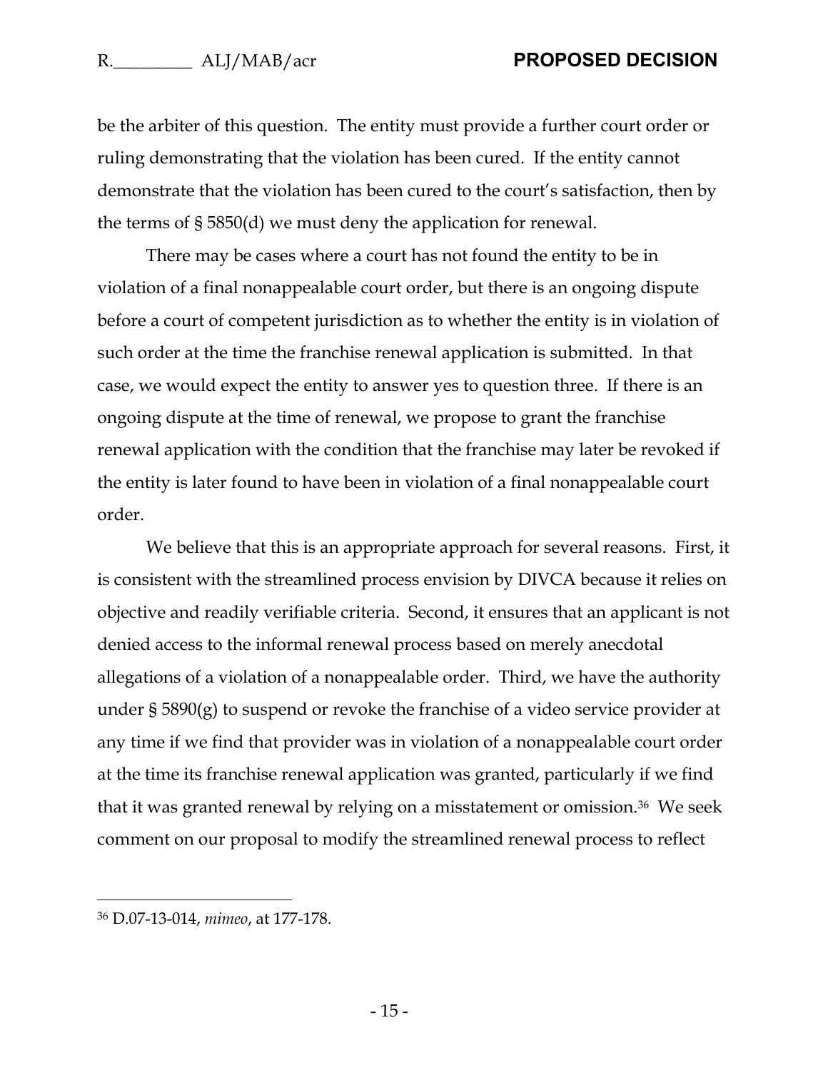be the arbiter of this question. The entity must provide a further court order or ruling demonstrating that the violation has been cured. If the entity cannot demonstrate that the violation has been cured to the court's satisfaction, then by the terms of § 5850(d) we must deny the application for renewal.

There may be cases where a court has not found the entity to be in violation of a final nonappealable court order, but there is an ongoing dispute before a court of competent jurisdiction as to whether the entity is in violation of such order at the time the franchise renewal application is submitted. In that case, we would expect the entity to answer yes to question three. If there is an ongoing dispute at the time of renewal, we propose to grant the franchise renewal application with the condition that the franchise may later be revoked if the entity is later found to have been in violation of a final nonappealable court order.

We believe that this is an appropriate approach for several reasons. First, it is consistent with the streamlined process envision by DIVCA because it relies on objective and readily verifiable criteria. Second, it ensures that an applicant is not denied access to the informal renewal process based on merely anecdotal allegations of a violation of a nonappealable order. Third, we have the authority under § 5890(g) to suspend or revoke the franchise of a video service provider at any time if we find that provider was in violation of a nonappealable court order at the time its franchise renewal application was granted, particularly if we find that it was granted renewal by relying on a misstatement or omission.[36] We seek comment on our proposal to modify the streamlined renewal process to reflect

---

[36] D.07-13-014, *mimeo*, at 177-178.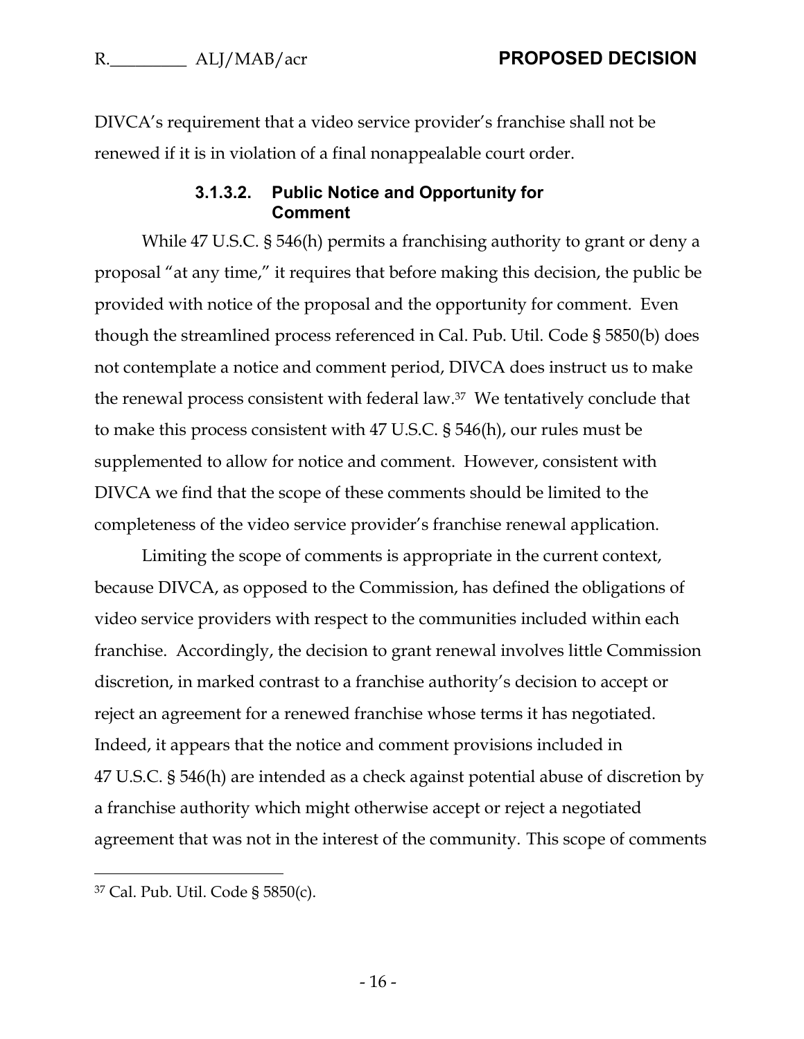DIVCA's requirement that a video service provider's franchise shall not be renewed if it is in violation of a final nonappealable court order.

#### 3.1.3.2. Public Notice and Opportunity for Comment

While 47 U.S.C. § 546(h) permits a franchising authority to grant or deny a proposal "at any time," it requires that before making this decision, the public be provided with notice of the proposal and the opportunity for comment. Even though the streamlined process referenced in Cal. Pub. Util. Code § 5850(b) does not contemplate a notice and comment period, DIVCA does instruct us to make the renewal process consistent with federal law.[37] We tentatively conclude that to make this process consistent with 47 U.S.C. § 546(h), our rules must be supplemented to allow for notice and comment. However, consistent with DIVCA we find that the scope of these comments should be limited to the completeness of the video service provider's franchise renewal application.

Limiting the scope of comments is appropriate in the current context, because DIVCA, as opposed to the Commission, has defined the obligations of video service providers with respect to the communities included within each franchise. Accordingly, the decision to grant renewal involves little Commission discretion, in marked contrast to a franchise authority's decision to accept or reject an agreement for a renewed franchise whose terms it has negotiated. Indeed, it appears that the notice and comment provisions included in 47 U.S.C. § 546(h) are intended as a check against potential abuse of discretion by a franchise authority which might otherwise accept or reject a negotiated agreement that was not in the interest of the community. This scope of comments

[37] Cal. Pub. Util. Code § 5850(c).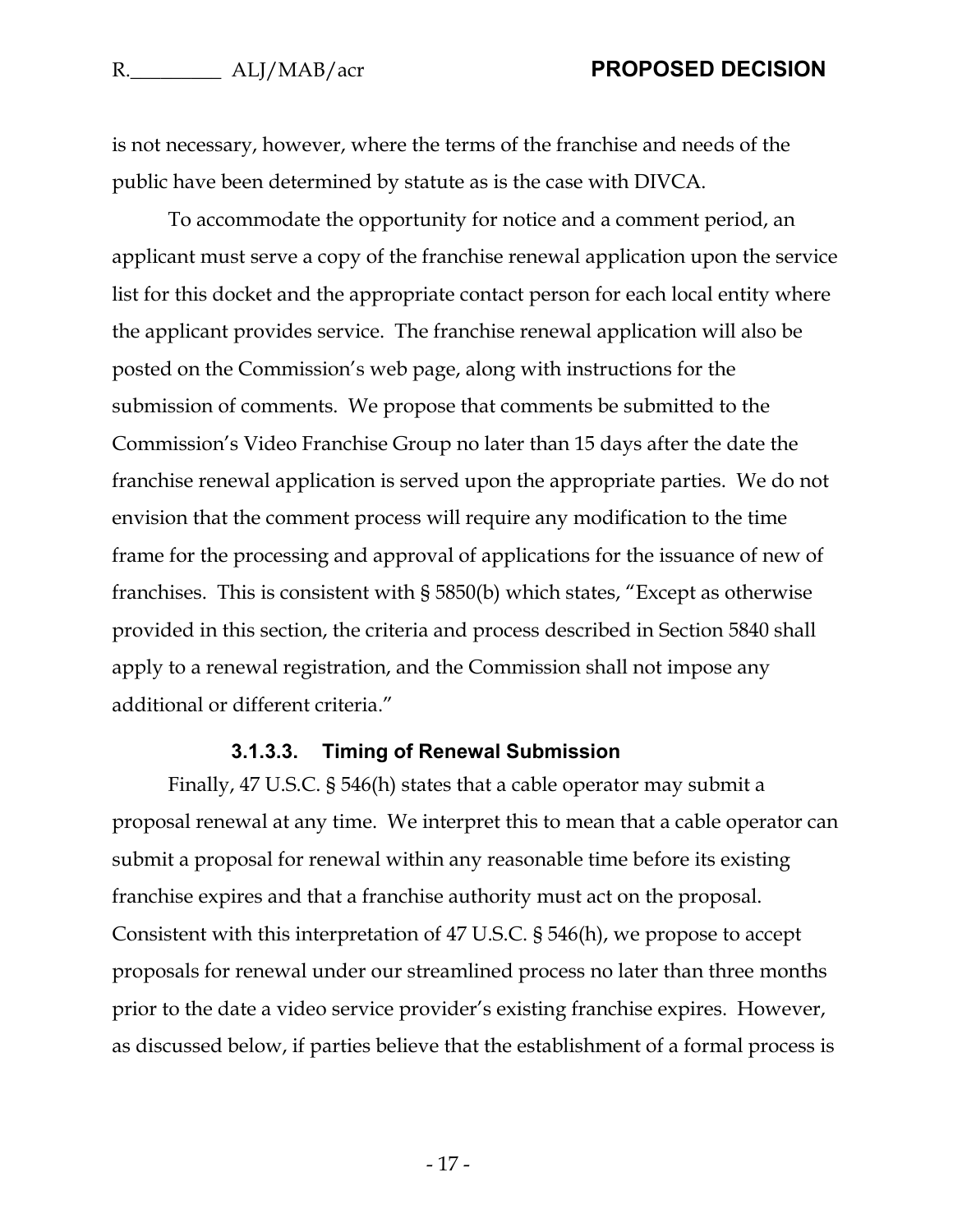is not necessary, however, where the terms of the franchise and needs of the public have been determined by statute as is the case with DIVCA.

To accommodate the opportunity for notice and a comment period, an applicant must serve a copy of the franchise renewal application upon the service list for this docket and the appropriate contact person for each local entity where the applicant provides service. The franchise renewal application will also be posted on the Commission's web page, along with instructions for the submission of comments. We propose that comments be submitted to the Commission's Video Franchise Group no later than 15 days after the date the franchise renewal application is served upon the appropriate parties. We do not envision that the comment process will require any modification to the time frame for the processing and approval of applications for the issuance of new of franchises. This is consistent with § 5850(b) which states, "Except as otherwise provided in this section, the criteria and process described in Section 5840 shall apply to a renewal registration, and the Commission shall not impose any additional or different criteria."

#### 3.1.3.3. Timing of Renewal Submission

Finally, 47 U.S.C. § 546(h) states that a cable operator may submit a proposal renewal at any time. We interpret this to mean that a cable operator can submit a proposal for renewal within any reasonable time before its existing franchise expires and that a franchise authority must act on the proposal. Consistent with this interpretation of 47 U.S.C. § 546(h), we propose to accept proposals for renewal under our streamlined process no later than three months prior to the date a video service provider's existing franchise expires. However, as discussed below, if parties believe that the establishment of a formal process is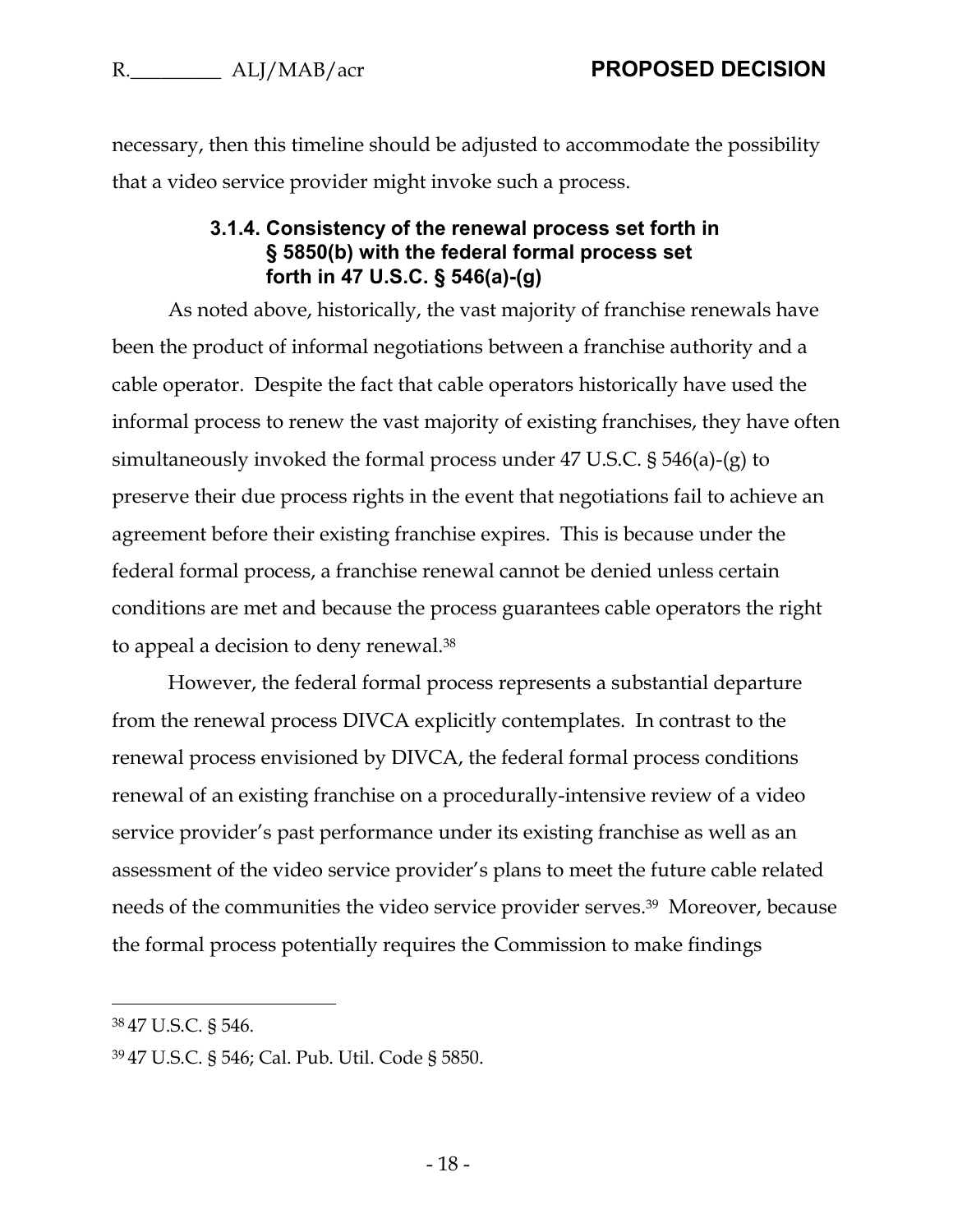necessary, then this timeline should be adjusted to accommodate the possibility that a video service provider might invoke such a process.

#### 3.1.4. Consistency of the renewal process set forth in § 5850(b) with the federal formal process set forth in 47 U.S.C. § 546(a)-(g)

As noted above, historically, the vast majority of franchise renewals have been the product of informal negotiations between a franchise authority and a cable operator. Despite the fact that cable operators historically have used the informal process to renew the vast majority of existing franchises, they have often simultaneously invoked the formal process under 47 U.S.C. § 546(a)-(g) to preserve their due process rights in the event that negotiations fail to achieve an agreement before their existing franchise expires. This is because under the federal formal process, a franchise renewal cannot be denied unless certain conditions are met and because the process guarantees cable operators the right to appeal a decision to deny renewal.[38]

However, the federal formal process represents a substantial departure from the renewal process DIVCA explicitly contemplates. In contrast to the renewal process envisioned by DIVCA, the federal formal process conditions renewal of an existing franchise on a procedurally-intensive review of a video service provider's past performance under its existing franchise as well as an assessment of the video service provider's plans to meet the future cable related needs of the communities the video service provider serves.[39] Moreover, because the formal process potentially requires the Commission to make findings

---

[38] 47 U.S.C. § 546.

[39] 47 U.S.C. § 546; Cal. Pub. Util. Code § 5850.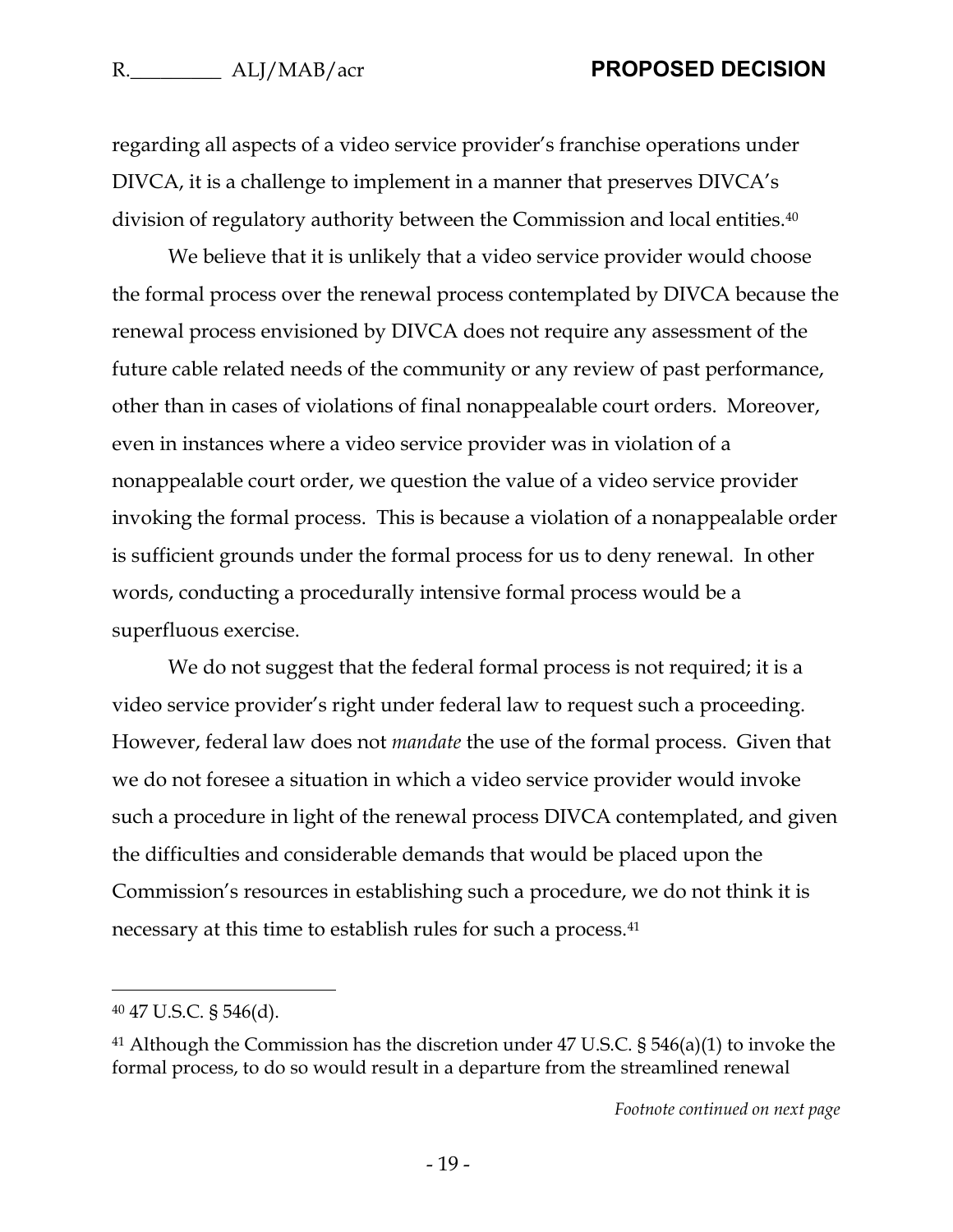regarding all aspects of a video service provider's franchise operations under DIVCA, it is a challenge to implement in a manner that preserves DIVCA's division of regulatory authority between the Commission and local entities.[40]

We believe that it is unlikely that a video service provider would choose the formal process over the renewal process contemplated by DIVCA because the renewal process envisioned by DIVCA does not require any assessment of the future cable related needs of the community or any review of past performance, other than in cases of violations of final nonappealable court orders. Moreover, even in instances where a video service provider was in violation of a nonappealable court order, we question the value of a video service provider invoking the formal process. This is because a violation of a nonappealable order is sufficient grounds under the formal process for us to deny renewal. In other words, conducting a procedurally intensive formal process would be a superfluous exercise.

We do not suggest that the federal formal process is not required; it is a video service provider's right under federal law to request such a proceeding. However, federal law does not *mandate* the use of the formal process. Given that we do not foresee a situation in which a video service provider would invoke such a procedure in light of the renewal process DIVCA contemplated, and given the difficulties and considerable demands that would be placed upon the Commission's resources in establishing such a procedure, we do not think it is necessary at this time to establish rules for such a process.[41]

---

[40] 47 U.S.C. § 546(d).

[41] Although the Commission has the discretion under 47 U.S.C. § 546(a)(1) to invoke the formal process, to do so would result in a departure from the streamlined renewal

*Footnote continued on next page*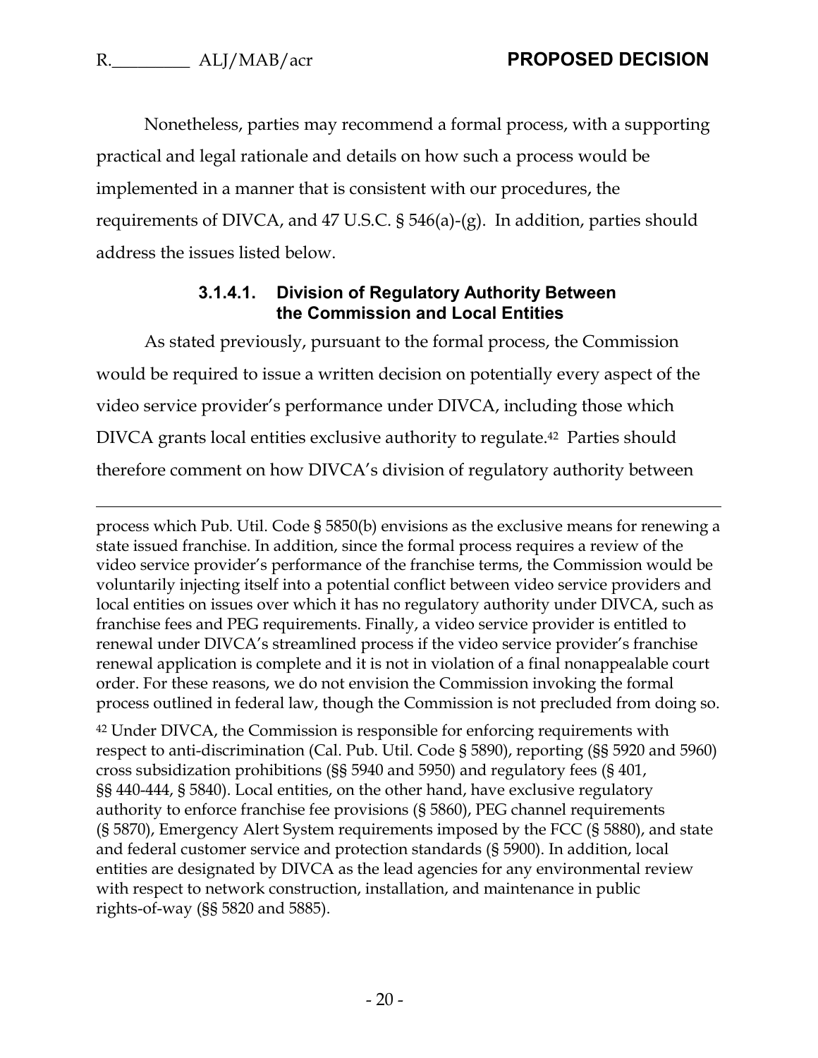Nonetheless, parties may recommend a formal process, with a supporting practical and legal rationale and details on how such a process would be implemented in a manner that is consistent with our procedures, the requirements of DIVCA, and 47 U.S.C. § 546(a)-(g). In addition, parties should address the issues listed below.

#### 3.1.4.1. Division of Regulatory Authority Between the Commission and Local Entities

As stated previously, pursuant to the formal process, the Commission would be required to issue a written decision on potentially every aspect of the video service provider's performance under DIVCA, including those which DIVCA grants local entities exclusive authority to regulate.[42] Parties should therefore comment on how DIVCA's division of regulatory authority between

---

process which Pub. Util. Code § 5850(b) envisions as the exclusive means for renewing a state issued franchise. In addition, since the formal process requires a review of the video service provider's performance of the franchise terms, the Commission would be voluntarily injecting itself into a potential conflict between video service providers and local entities on issues over which it has no regulatory authority under DIVCA, such as franchise fees and PEG requirements. Finally, a video service provider is entitled to renewal under DIVCA's streamlined process if the video service provider's franchise renewal application is complete and it is not in violation of a final nonappealable court order. For these reasons, we do not envision the Commission invoking the formal process outlined in federal law, though the Commission is not precluded from doing so.

[42] Under DIVCA, the Commission is responsible for enforcing requirements with respect to anti-discrimination (Cal. Pub. Util. Code § 5890), reporting (§§ 5920 and 5960) cross subsidization prohibitions (§§ 5940 and 5950) and regulatory fees (§ 401, §§ 440-444, § 5840). Local entities, on the other hand, have exclusive regulatory authority to enforce franchise fee provisions (§ 5860), PEG channel requirements (§ 5870), Emergency Alert System requirements imposed by the FCC (§ 5880), and state and federal customer service and protection standards (§ 5900). In addition, local entities are designated by DIVCA as the lead agencies for any environmental review with respect to network construction, installation, and maintenance in public rights-of-way (§§ 5820 and 5885).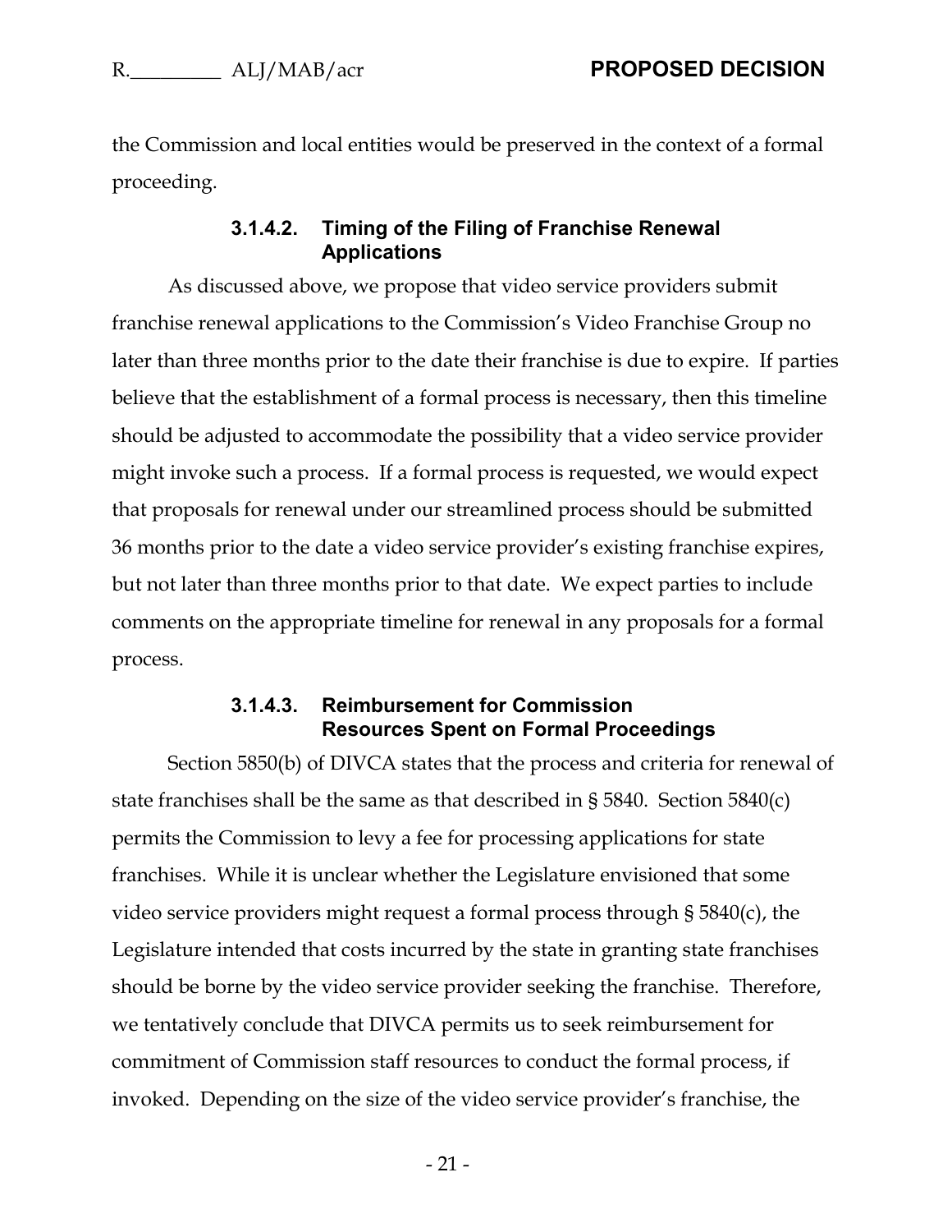the Commission and local entities would be preserved in the context of a formal proceeding.

#### 3.1.4.2. Timing of the Filing of Franchise Renewal Applications

As discussed above, we propose that video service providers submit franchise renewal applications to the Commission's Video Franchise Group no later than three months prior to the date their franchise is due to expire. If parties believe that the establishment of a formal process is necessary, then this timeline should be adjusted to accommodate the possibility that a video service provider might invoke such a process. If a formal process is requested, we would expect that proposals for renewal under our streamlined process should be submitted 36 months prior to the date a video service provider's existing franchise expires, but not later than three months prior to that date. We expect parties to include comments on the appropriate timeline for renewal in any proposals for a formal process.

#### 3.1.4.3. Reimbursement for Commission Resources Spent on Formal Proceedings

Section 5850(b) of DIVCA states that the process and criteria for renewal of state franchises shall be the same as that described in § 5840. Section 5840(c) permits the Commission to levy a fee for processing applications for state franchises. While it is unclear whether the Legislature envisioned that some video service providers might request a formal process through § 5840(c), the Legislature intended that costs incurred by the state in granting state franchises should be borne by the video service provider seeking the franchise. Therefore, we tentatively conclude that DIVCA permits us to seek reimbursement for commitment of Commission staff resources to conduct the formal process, if invoked. Depending on the size of the video service provider's franchise, the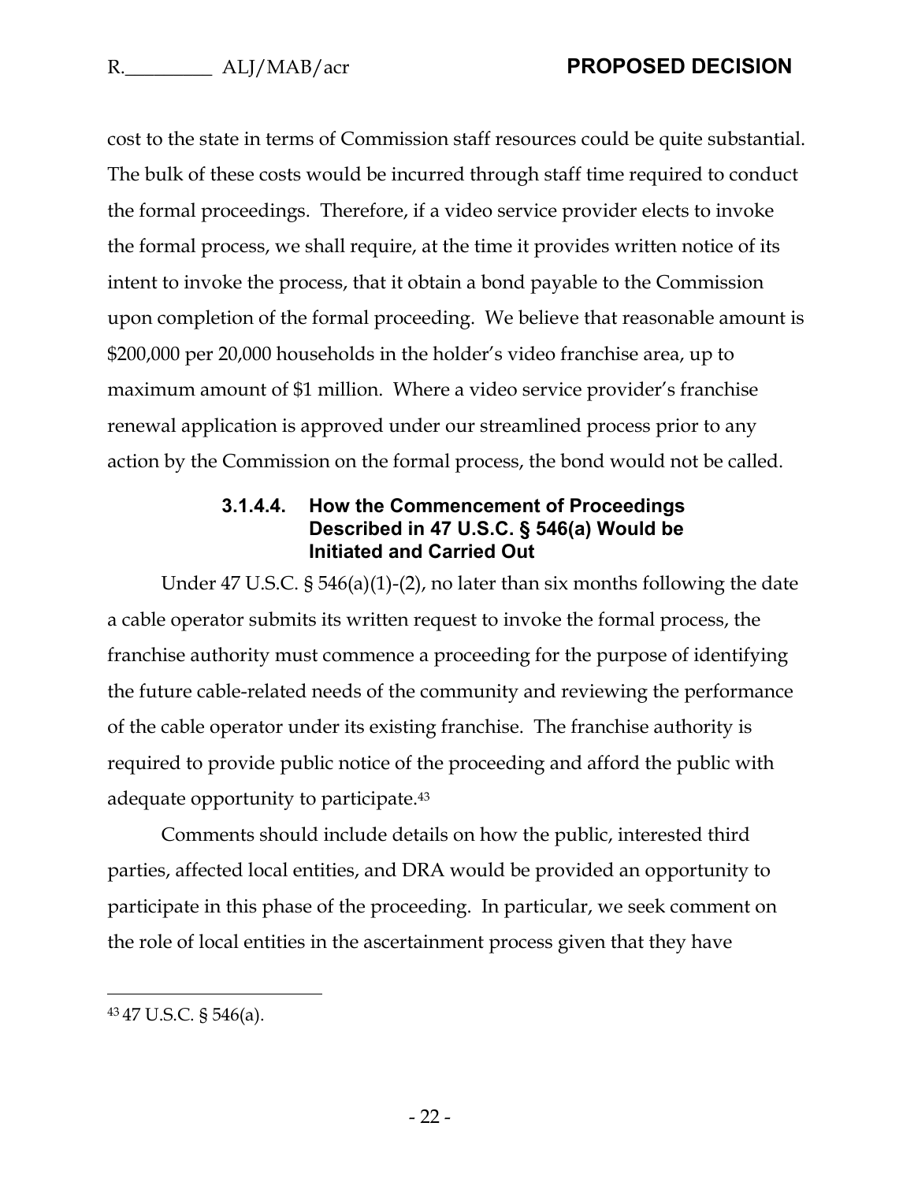cost to the state in terms of Commission staff resources could be quite substantial. The bulk of these costs would be incurred through staff time required to conduct the formal proceedings. Therefore, if a video service provider elects to invoke the formal process, we shall require, at the time it provides written notice of its intent to invoke the process, that it obtain a bond payable to the Commission upon completion of the formal proceeding. We believe that reasonable amount is $200,000 per 20,000 households in the holder's video franchise area, up to maximum amount of $1 million. Where a video service provider's franchise renewal application is approved under our streamlined process prior to any action by the Commission on the formal process, the bond would not be called.

#### 3.1.4.4. How the Commencement of Proceedings Described in 47 U.S.C. § 546(a) Would be Initiated and Carried Out

Under 47 U.S.C. § 546(a)(1)-(2), no later than six months following the date a cable operator submits its written request to invoke the formal process, the franchise authority must commence a proceeding for the purpose of identifying the future cable-related needs of the community and reviewing the performance of the cable operator under its existing franchise. The franchise authority is required to provide public notice of the proceeding and afford the public with adequate opportunity to participate.[43]

Comments should include details on how the public, interested third parties, affected local entities, and DRA would be provided an opportunity to participate in this phase of the proceeding. In particular, we seek comment on the role of local entities in the ascertainment process given that they have

---

[43] 47 U.S.C. § 546(a).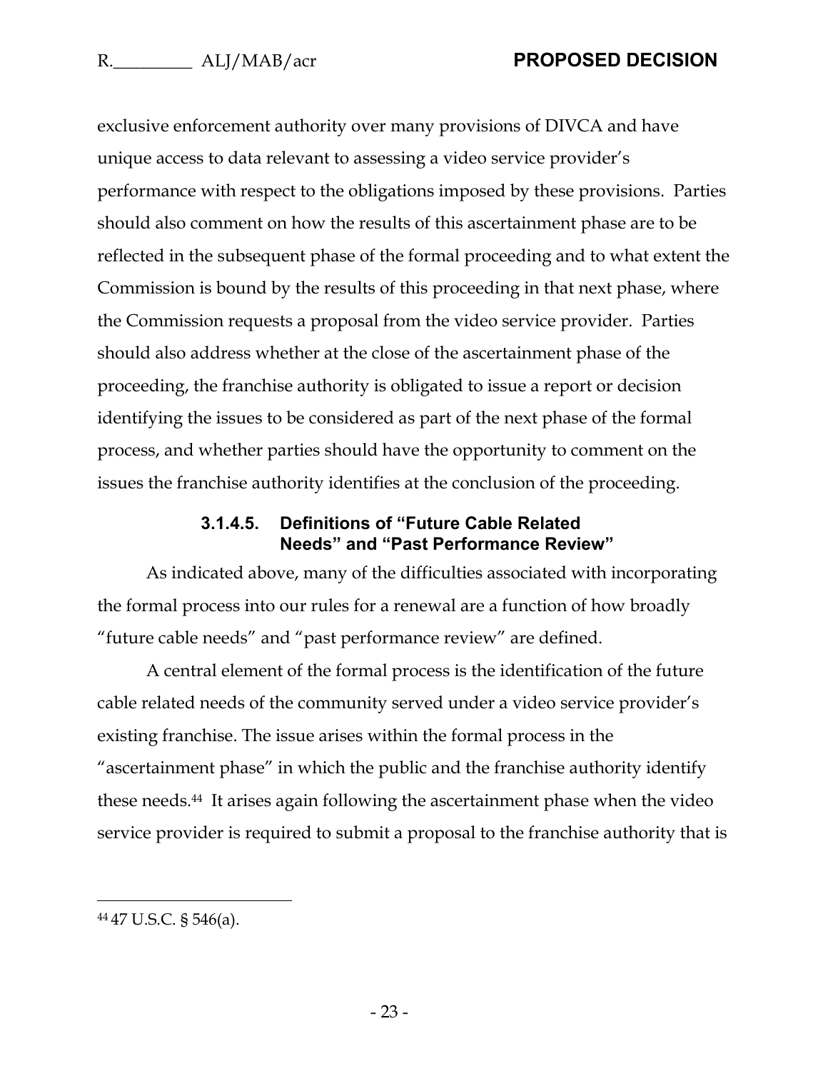exclusive enforcement authority over many provisions of DIVCA and have unique access to data relevant to assessing a video service provider's performance with respect to the obligations imposed by these provisions. Parties should also comment on how the results of this ascertainment phase are to be reflected in the subsequent phase of the formal proceeding and to what extent the Commission is bound by the results of this proceeding in that next phase, where the Commission requests a proposal from the video service provider. Parties should also address whether at the close of the ascertainment phase of the proceeding, the franchise authority is obligated to issue a report or decision identifying the issues to be considered as part of the next phase of the formal process, and whether parties should have the opportunity to comment on the issues the franchise authority identifies at the conclusion of the proceeding.

##### 3.1.4.5. Definitions of "Future Cable Related Needs" and "Past Performance Review"

As indicated above, many of the difficulties associated with incorporating the formal process into our rules for a renewal are a function of how broadly "future cable needs" and "past performance review" are defined.

A central element of the formal process is the identification of the future cable related needs of the community served under a video service provider's existing franchise. The issue arises within the formal process in the "ascertainment phase" in which the public and the franchise authority identify these needs.[44] It arises again following the ascertainment phase when the video service provider is required to submit a proposal to the franchise authority that is

---

[44] 47 U.S.C. § 546(a).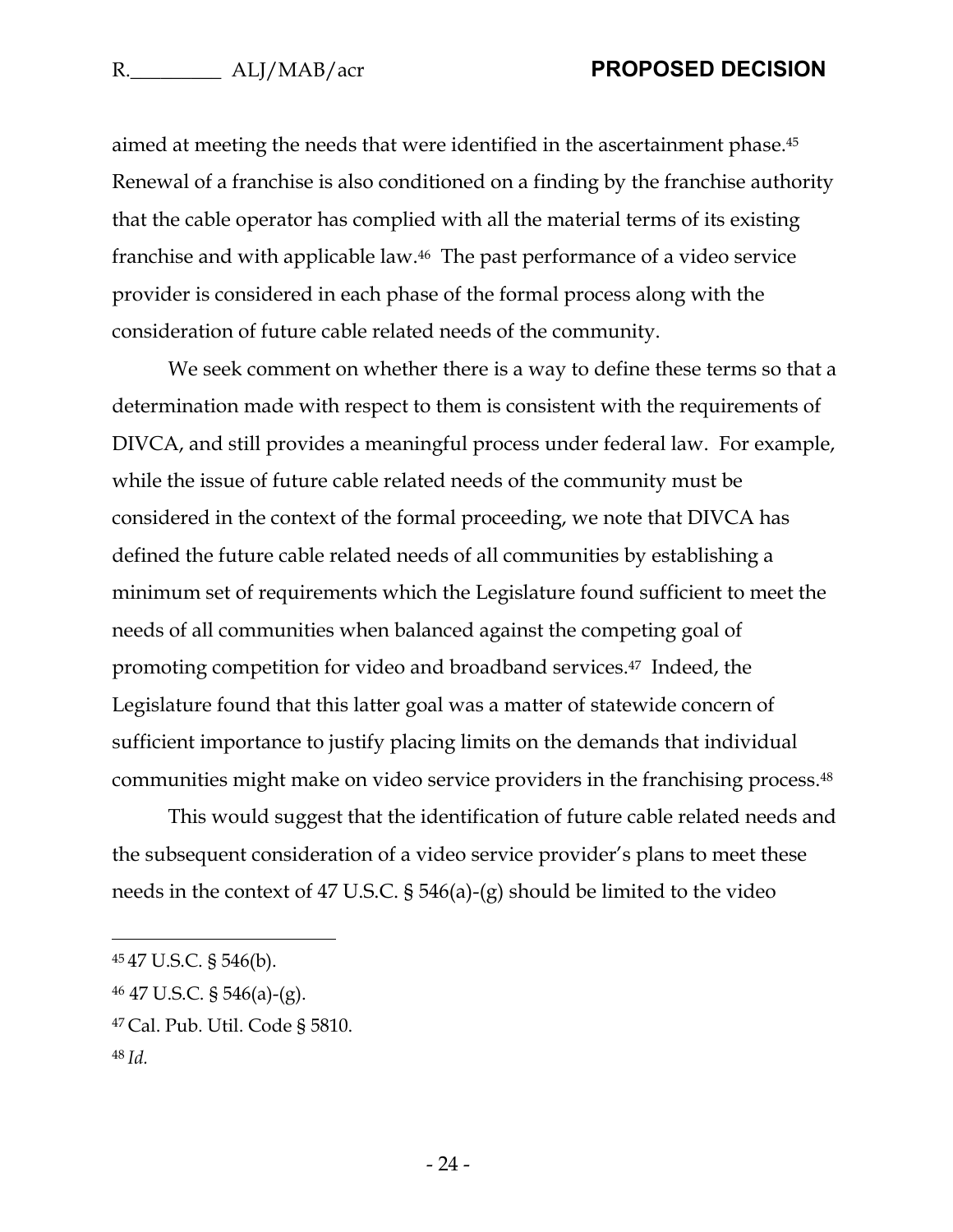aimed at meeting the needs that were identified in the ascertainment phase.[45] Renewal of a franchise is also conditioned on a finding by the franchise authority that the cable operator has complied with all the material terms of its existing franchise and with applicable law.[46] The past performance of a video service provider is considered in each phase of the formal process along with the consideration of future cable related needs of the community.

We seek comment on whether there is a way to define these terms so that a determination made with respect to them is consistent with the requirements of DIVCA, and still provides a meaningful process under federal law. For example, while the issue of future cable related needs of the community must be considered in the context of the formal proceeding, we note that DIVCA has defined the future cable related needs of all communities by establishing a minimum set of requirements which the Legislature found sufficient to meet the needs of all communities when balanced against the competing goal of promoting competition for video and broadband services.[47] Indeed, the Legislature found that this latter goal was a matter of statewide concern of sufficient importance to justify placing limits on the demands that individual communities might make on video service providers in the franchising process.[48]

This would suggest that the identification of future cable related needs and the subsequent consideration of a video service provider's plans to meet these needs in the context of 47 U.S.C. § 546(a)-(g) should be limited to the video

---

[45] 47 U.S.C. § 546(b).

[46] 47 U.S.C. § 546(a)-(g).

[47] Cal. Pub. Util. Code § 5810.

[48] *Id.*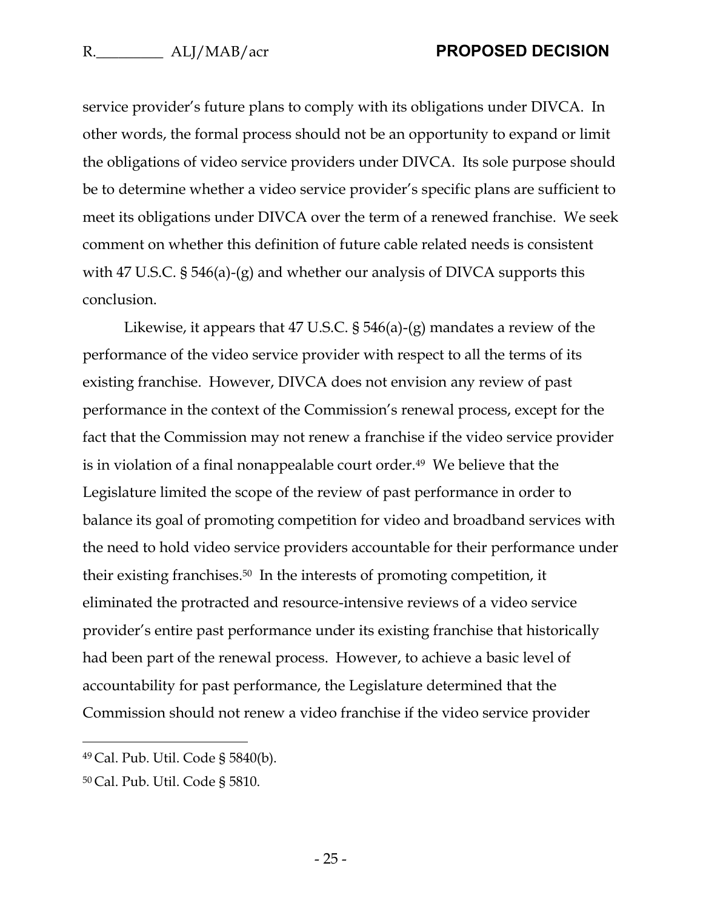service provider's future plans to comply with its obligations under DIVCA. In other words, the formal process should not be an opportunity to expand or limit the obligations of video service providers under DIVCA. Its sole purpose should be to determine whether a video service provider's specific plans are sufficient to meet its obligations under DIVCA over the term of a renewed franchise. We seek comment on whether this definition of future cable related needs is consistent with 47 U.S.C. § 546(a)-(g) and whether our analysis of DIVCA supports this conclusion.

Likewise, it appears that 47 U.S.C. § 546(a)-(g) mandates a review of the performance of the video service provider with respect to all the terms of its existing franchise. However, DIVCA does not envision any review of past performance in the context of the Commission's renewal process, except for the fact that the Commission may not renew a franchise if the video service provider is in violation of a final nonappealable court order.[49] We believe that the Legislature limited the scope of the review of past performance in order to balance its goal of promoting competition for video and broadband services with the need to hold video service providers accountable for their performance under their existing franchises.[50] In the interests of promoting competition, it eliminated the protracted and resource-intensive reviews of a video service provider's entire past performance under its existing franchise that historically had been part of the renewal process. However, to achieve a basic level of accountability for past performance, the Legislature determined that the Commission should not renew a video franchise if the video service provider

---

[49] Cal. Pub. Util. Code § 5840(b).

[50] Cal. Pub. Util. Code § 5810.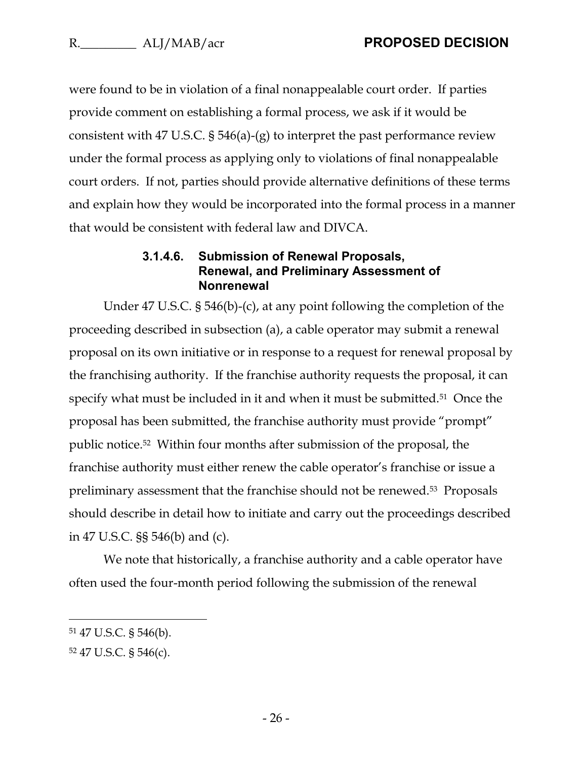were found to be in violation of a final nonappealable court order. If parties provide comment on establishing a formal process, we ask if it would be consistent with 47 U.S.C. § 546(a)-(g) to interpret the past performance review under the formal process as applying only to violations of final nonappealable court orders. If not, parties should provide alternative definitions of these terms and explain how they would be incorporated into the formal process in a manner that would be consistent with federal law and DIVCA.

#### 3.1.4.6. Submission of Renewal Proposals, Renewal, and Preliminary Assessment of Nonrenewal

Under 47 U.S.C. § 546(b)-(c), at any point following the completion of the proceeding described in subsection (a), a cable operator may submit a renewal proposal on its own initiative or in response to a request for renewal proposal by the franchising authority. If the franchise authority requests the proposal, it can specify what must be included in it and when it must be submitted.[51] Once the proposal has been submitted, the franchise authority must provide "prompt" public notice.[52] Within four months after submission of the proposal, the franchise authority must either renew the cable operator's franchise or issue a preliminary assessment that the franchise should not be renewed.[53] Proposals should describe in detail how to initiate and carry out the proceedings described in 47 U.S.C. §§ 546(b) and (c).

We note that historically, a franchise authority and a cable operator have often used the four-month period following the submission of the renewal

---

[51] 47 U.S.C. § 546(b).

[52] 47 U.S.C. § 546(c).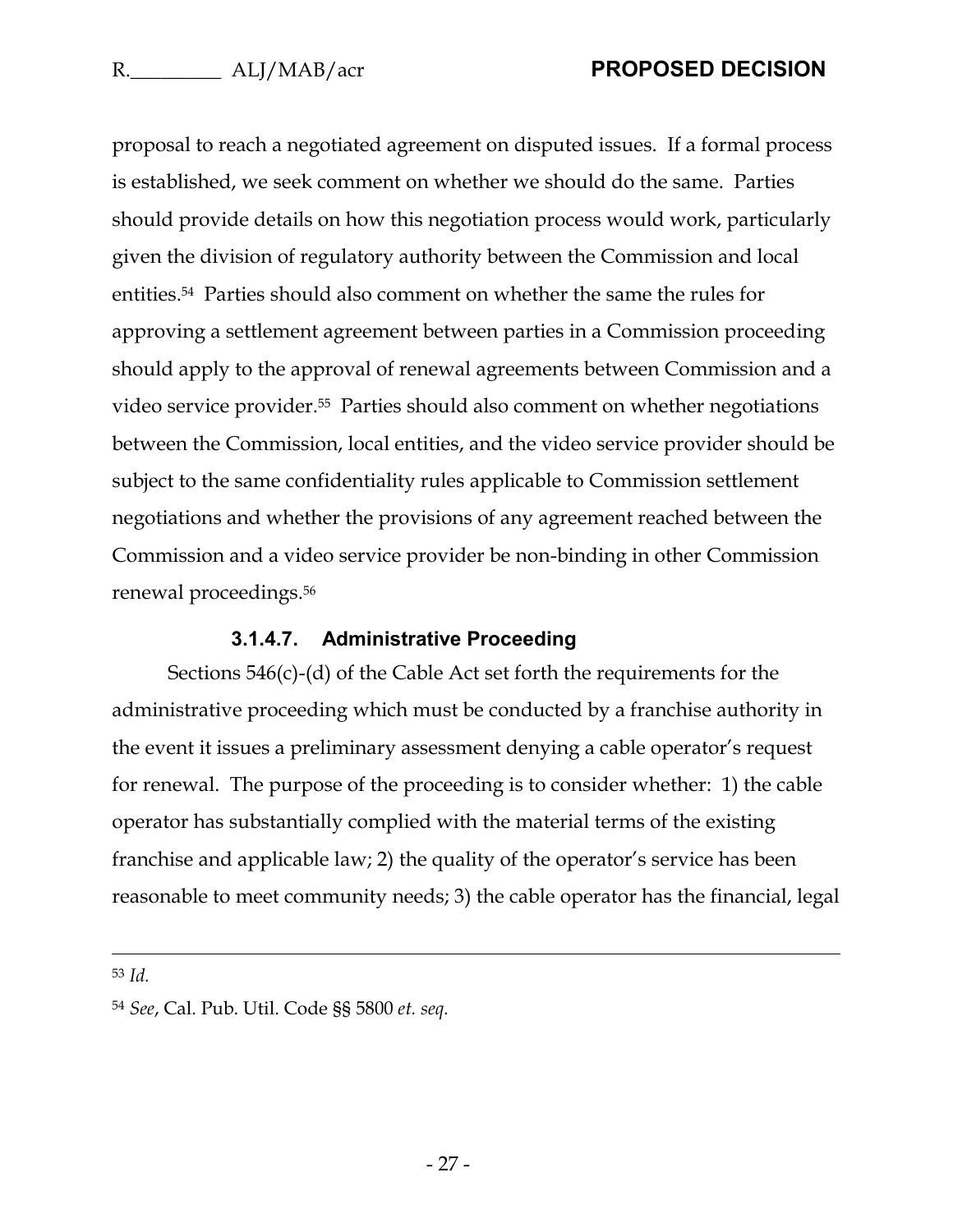proposal to reach a negotiated agreement on disputed issues. If a formal process is established, we seek comment on whether we should do the same. Parties should provide details on how this negotiation process would work, particularly given the division of regulatory authority between the Commission and local entities.[54] Parties should also comment on whether the same the rules for approving a settlement agreement between parties in a Commission proceeding should apply to the approval of renewal agreements between Commission and a video service provider.[55] Parties should also comment on whether negotiations between the Commission, local entities, and the video service provider should be subject to the same confidentiality rules applicable to Commission settlement negotiations and whether the provisions of any agreement reached between the Commission and a video service provider be non-binding in other Commission renewal proceedings.[56]

#### 3.1.4.7. Administrative Proceeding

Sections 546(c)-(d) of the Cable Act set forth the requirements for the administrative proceeding which must be conducted by a franchise authority in the event it issues a preliminary assessment denying a cable operator's request for renewal. The purpose of the proceeding is to consider whether: 1) the cable operator has substantially complied with the material terms of the existing franchise and applicable law; 2) the quality of the operator's service has been reasonable to meet community needs; 3) the cable operator has the financial, legal

---

[53] *Id.*

[54] *See*, Cal. Pub. Util. Code §§ 5800 *et. seq.*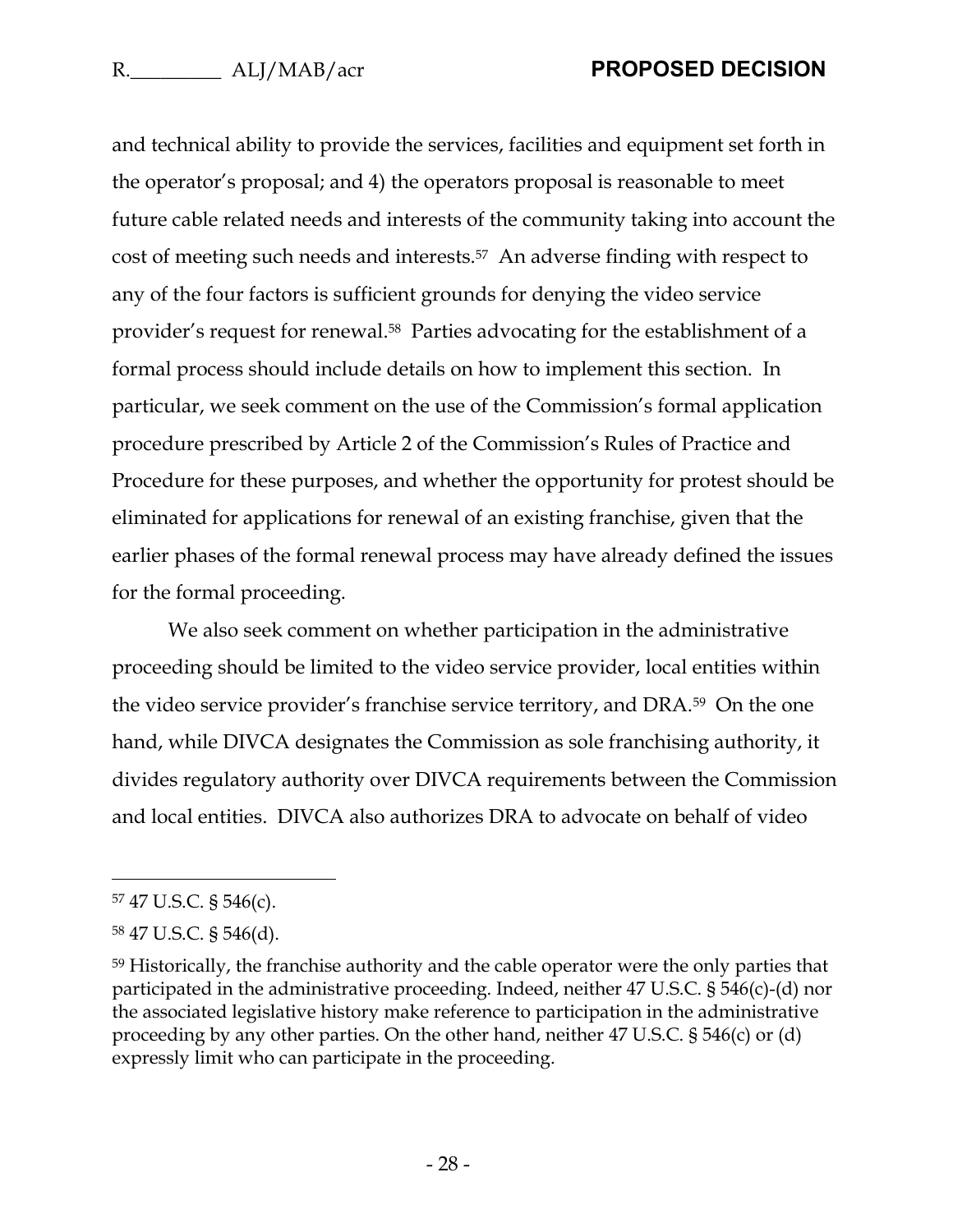and technical ability to provide the services, facilities and equipment set forth in the operator's proposal; and 4) the operators proposal is reasonable to meet future cable related needs and interests of the community taking into account the cost of meeting such needs and interests.[57] An adverse finding with respect to any of the four factors is sufficient grounds for denying the video service provider's request for renewal.[58] Parties advocating for the establishment of a formal process should include details on how to implement this section. In particular, we seek comment on the use of the Commission's formal application procedure prescribed by Article 2 of the Commission's Rules of Practice and Procedure for these purposes, and whether the opportunity for protest should be eliminated for applications for renewal of an existing franchise, given that the earlier phases of the formal renewal process may have already defined the issues for the formal proceeding.

We also seek comment on whether participation in the administrative proceeding should be limited to the video service provider, local entities within the video service provider's franchise service territory, and DRA.[59] On the one hand, while DIVCA designates the Commission as sole franchising authority, it divides regulatory authority over DIVCA requirements between the Commission and local entities. DIVCA also authorizes DRA to advocate on behalf of video

---

[57] 47 U.S.C. § 546(c).

[58] 47 U.S.C. § 546(d).

[59] Historically, the franchise authority and the cable operator were the only parties that participated in the administrative proceeding. Indeed, neither 47 U.S.C. § 546(c)-(d) nor the associated legislative history make reference to participation in the administrative proceeding by any other parties. On the other hand, neither 47 U.S.C. § 546(c) or (d) expressly limit who can participate in the proceeding.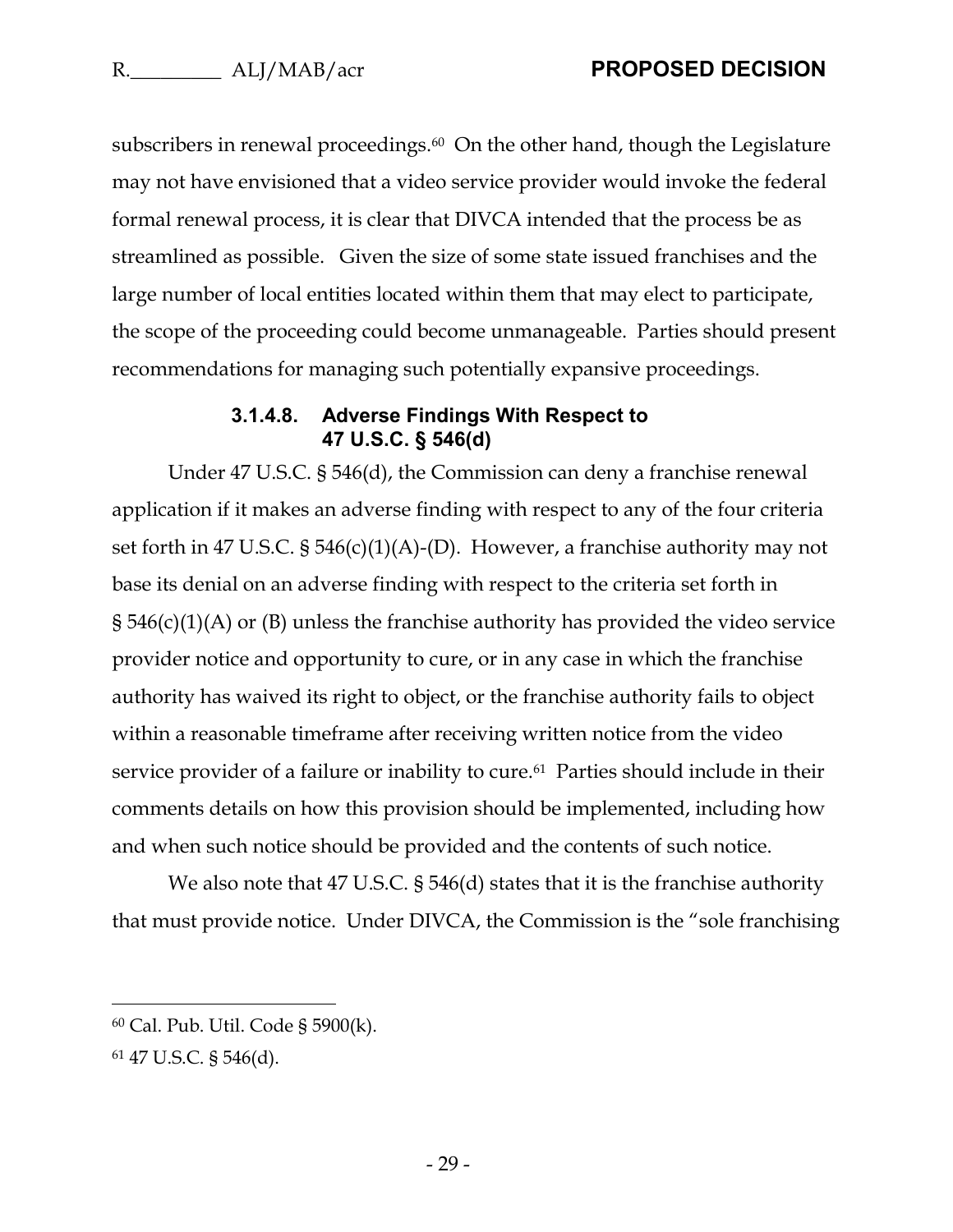subscribers in renewal proceedings.[60] On the other hand, though the Legislature may not have envisioned that a video service provider would invoke the federal formal renewal process, it is clear that DIVCA intended that the process be as streamlined as possible. Given the size of some state issued franchises and the large number of local entities located within them that may elect to participate, the scope of the proceeding could become unmanageable. Parties should present recommendations for managing such potentially expansive proceedings.

#### 3.1.4.8. Adverse Findings With Respect to 47 U.S.C. § 546(d)

Under 47 U.S.C. § 546(d), the Commission can deny a franchise renewal application if it makes an adverse finding with respect to any of the four criteria set forth in 47 U.S.C. § 546(c)(1)(A)-(D). However, a franchise authority may not base its denial on an adverse finding with respect to the criteria set forth in § 546(c)(1)(A) or (B) unless the franchise authority has provided the video service provider notice and opportunity to cure, or in any case in which the franchise authority has waived its right to object, or the franchise authority fails to object within a reasonable timeframe after receiving written notice from the video service provider of a failure or inability to cure.[61] Parties should include in their comments details on how this provision should be implemented, including how and when such notice should be provided and the contents of such notice.

We also note that 47 U.S.C. § 546(d) states that it is the franchise authority that must provide notice. Under DIVCA, the Commission is the "sole franchising

---

[60] Cal. Pub. Util. Code § 5900(k).

[61] 47 U.S.C. § 546(d).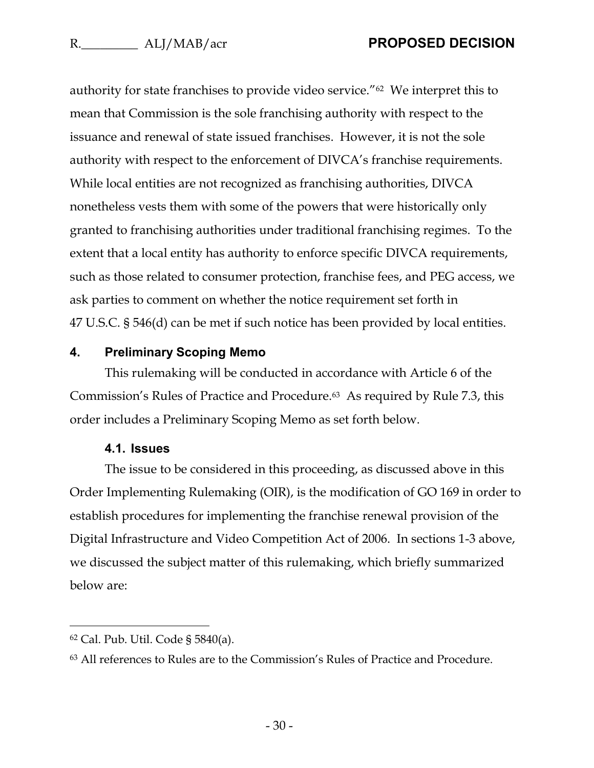authority for state franchises to provide video service."[62] We interpret this to mean that Commission is the sole franchising authority with respect to the issuance and renewal of state issued franchises. However, it is not the sole authority with respect to the enforcement of DIVCA's franchise requirements. While local entities are not recognized as franchising authorities, DIVCA nonetheless vests them with some of the powers that were historically only granted to franchising authorities under traditional franchising regimes. To the extent that a local entity has authority to enforce specific DIVCA requirements, such as those related to consumer protection, franchise fees, and PEG access, we ask parties to comment on whether the notice requirement set forth in 47 U.S.C. § 546(d) can be met if such notice has been provided by local entities.

## 4. Preliminary Scoping Memo

This rulemaking will be conducted in accordance with Article 6 of the Commission's Rules of Practice and Procedure.[63] As required by Rule 7.3, this order includes a Preliminary Scoping Memo as set forth below.

### 4.1. Issues

The issue to be considered in this proceeding, as discussed above in this Order Implementing Rulemaking (OIR), is the modification of GO 169 in order to establish procedures for implementing the franchise renewal provision of the Digital Infrastructure and Video Competition Act of 2006. In sections 1-3 above, we discussed the subject matter of this rulemaking, which briefly summarized below are:

---

[62] Cal. Pub. Util. Code § 5840(a).

[63] All references to Rules are to the Commission's Rules of Practice and Procedure.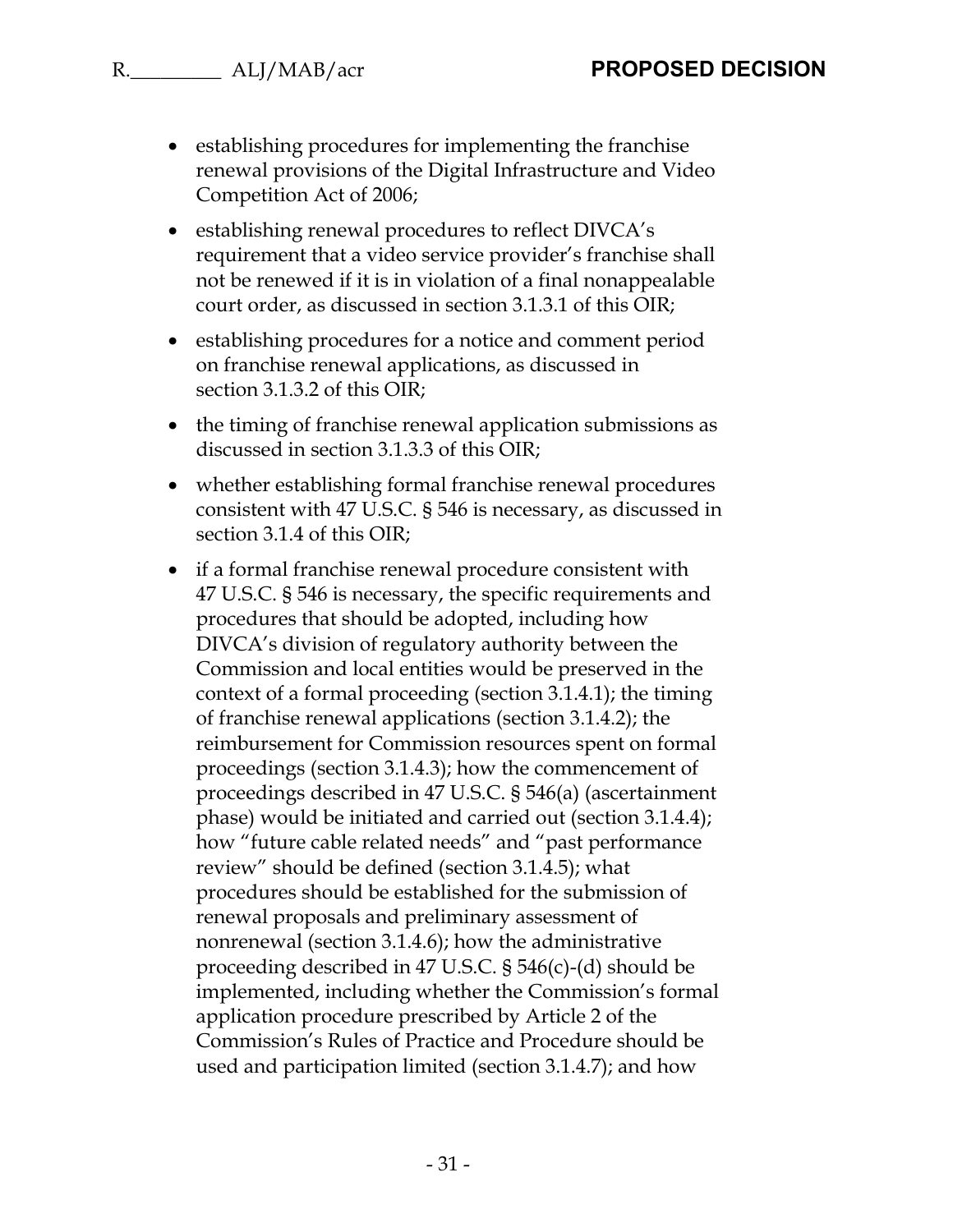- establishing procedures for implementing the franchise renewal provisions of the Digital Infrastructure and Video Competition Act of 2006;
- establishing renewal procedures to reflect DIVCA's requirement that a video service provider's franchise shall not be renewed if it is in violation of a final nonappealable court order, as discussed in section 3.1.3.1 of this OIR;
- establishing procedures for a notice and comment period on franchise renewal applications, as discussed in section 3.1.3.2 of this OIR;
- the timing of franchise renewal application submissions as discussed in section 3.1.3.3 of this OIR;
- whether establishing formal franchise renewal procedures consistent with 47 U.S.C. § 546 is necessary, as discussed in section 3.1.4 of this OIR;
- if a formal franchise renewal procedure consistent with 47 U.S.C. § 546 is necessary, the specific requirements and procedures that should be adopted, including how DIVCA's division of regulatory authority between the Commission and local entities would be preserved in the context of a formal proceeding (section 3.1.4.1); the timing of franchise renewal applications (section 3.1.4.2); the reimbursement for Commission resources spent on formal proceedings (section 3.1.4.3); how the commencement of proceedings described in 47 U.S.C. § 546(a) (ascertainment phase) would be initiated and carried out (section 3.1.4.4); how "future cable related needs" and "past performance review" should be defined (section 3.1.4.5); what procedures should be established for the submission of renewal proposals and preliminary assessment of nonrenewal (section 3.1.4.6); how the administrative proceeding described in 47 U.S.C. § 546(c)-(d) should be implemented, including whether the Commission's formal application procedure prescribed by Article 2 of the Commission's Rules of Practice and Procedure should be used and participation limited (section 3.1.4.7); and how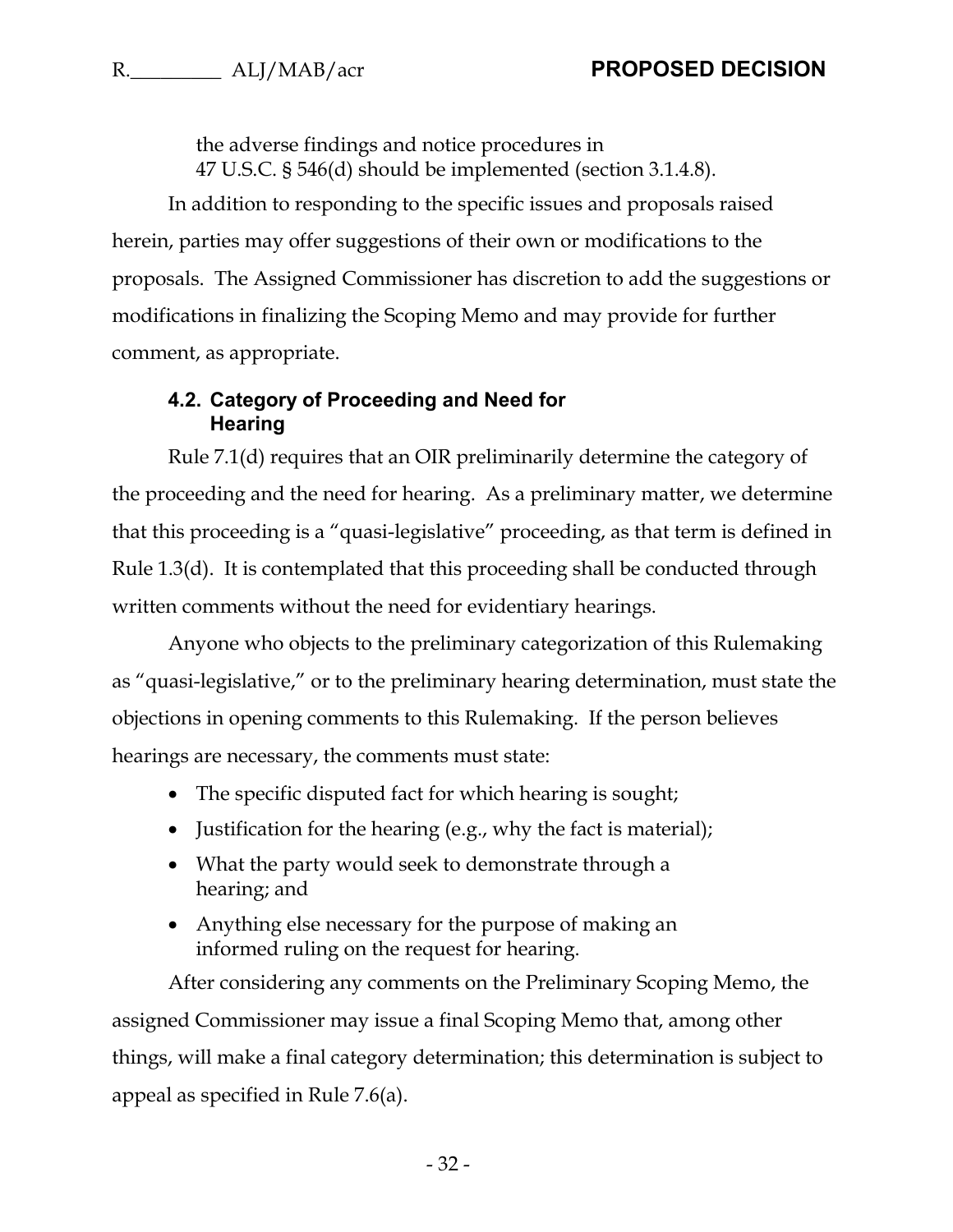the adverse findings and notice procedures in 47 U.S.C. § 546(d) should be implemented (section 3.1.4.8).

In addition to responding to the specific issues and proposals raised herein, parties may offer suggestions of their own or modifications to the proposals. The Assigned Commissioner has discretion to add the suggestions or modifications in finalizing the Scoping Memo and may provide for further comment, as appropriate.

### 4.2. Category of Proceeding and Need for Hearing

Rule 7.1(d) requires that an OIR preliminarily determine the category of the proceeding and the need for hearing. As a preliminary matter, we determine that this proceeding is a "quasi-legislative" proceeding, as that term is defined in Rule 1.3(d). It is contemplated that this proceeding shall be conducted through written comments without the need for evidentiary hearings.

Anyone who objects to the preliminary categorization of this Rulemaking as "quasi-legislative," or to the preliminary hearing determination, must state the objections in opening comments to this Rulemaking. If the person believes hearings are necessary, the comments must state:

- The specific disputed fact for which hearing is sought;
- Justification for the hearing (e.g., why the fact is material);
- What the party would seek to demonstrate through a hearing; and
- Anything else necessary for the purpose of making an informed ruling on the request for hearing.

After considering any comments on the Preliminary Scoping Memo, the assigned Commissioner may issue a final Scoping Memo that, among other things, will make a final category determination; this determination is subject to appeal as specified in Rule 7.6(a).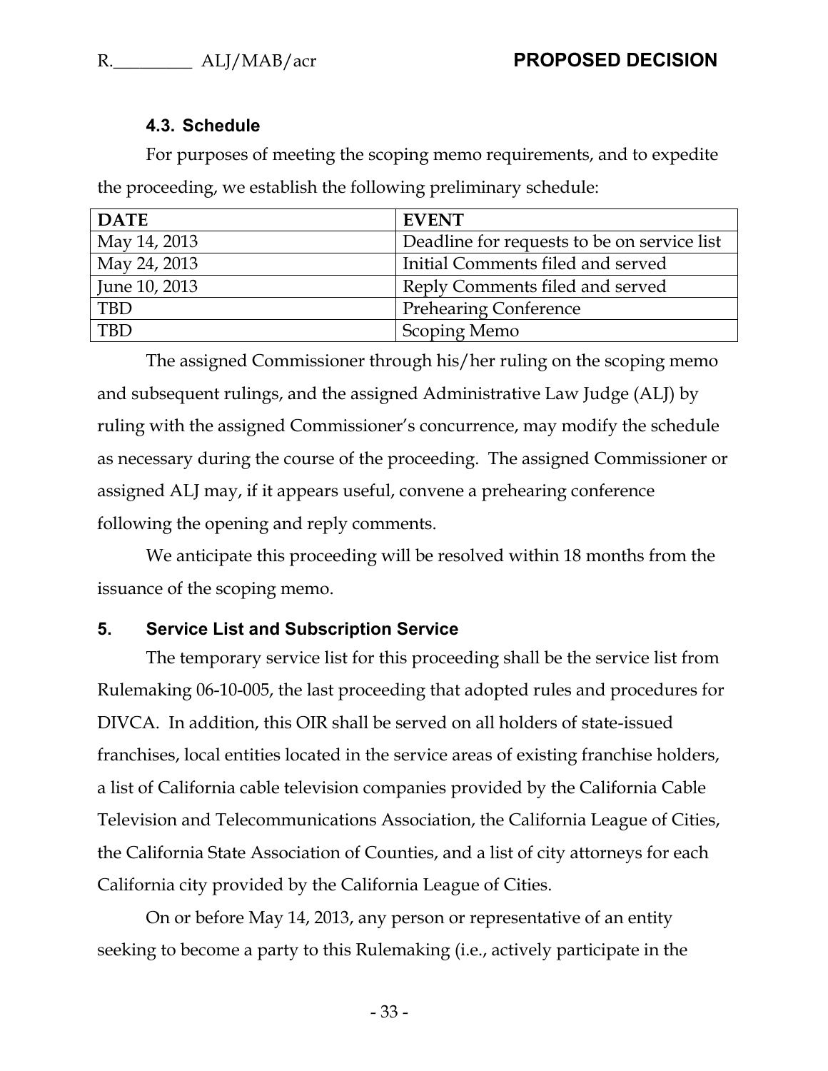### 4.3. Schedule

For purposes of meeting the scoping memo requirements, and to expedite the proceeding, we establish the following preliminary schedule:

| DATE | EVENT |
|---|---|
| May 14, 2013 | Deadline for requests to be on service list |
| May 24, 2013 | Initial Comments filed and served |
| June 10, 2013 | Reply Comments filed and served |
| TBD | Prehearing Conference |
| TBD | Scoping Memo |

The assigned Commissioner through his/her ruling on the scoping memo and subsequent rulings, and the assigned Administrative Law Judge (ALJ) by ruling with the assigned Commissioner's concurrence, may modify the schedule as necessary during the course of the proceeding. The assigned Commissioner or assigned ALJ may, if it appears useful, convene a prehearing conference following the opening and reply comments.

We anticipate this proceeding will be resolved within 18 months from the issuance of the scoping memo.

## 5. Service List and Subscription Service

The temporary service list for this proceeding shall be the service list from Rulemaking 06-10-005, the last proceeding that adopted rules and procedures for DIVCA. In addition, this OIR shall be served on all holders of state-issued franchises, local entities located in the service areas of existing franchise holders, a list of California cable television companies provided by the California Cable Television and Telecommunications Association, the California League of Cities, the California State Association of Counties, and a list of city attorneys for each California city provided by the California League of Cities.

On or before May 14, 2013, any person or representative of an entity seeking to become a party to this Rulemaking (i.e., actively participate in the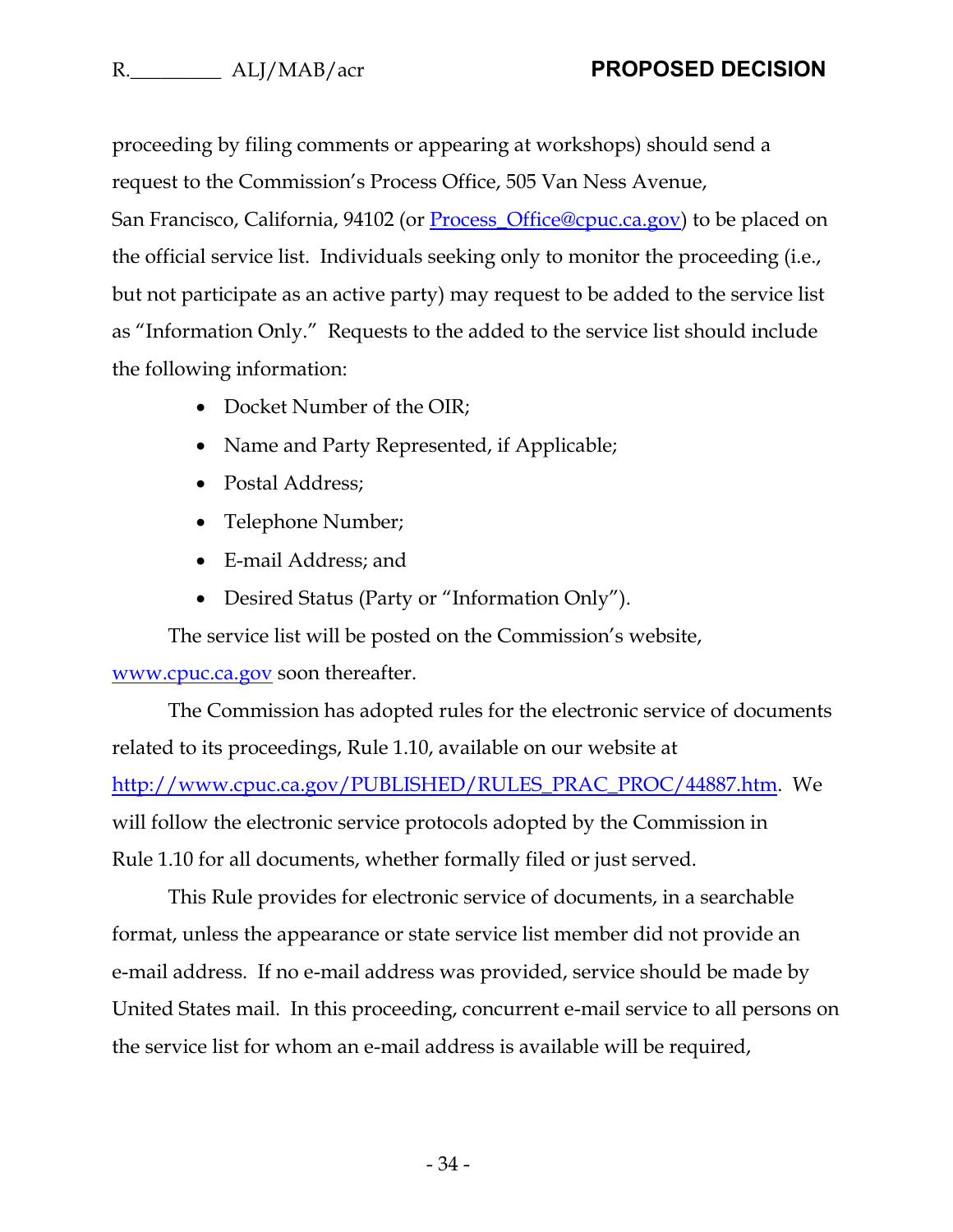proceeding by filing comments or appearing at workshops) should send a request to the Commission's Process Office, 505 Van Ness Avenue, San Francisco, California, 94102 (or Process_Office@cpuc.ca.gov) to be placed on the official service list. Individuals seeking only to monitor the proceeding (i.e., but not participate as an active party) may request to be added to the service list as "Information Only." Requests to the added to the service list should include the following information:

- Docket Number of the OIR;
- Name and Party Represented, if Applicable;
- Postal Address;
- Telephone Number;
- E-mail Address; and
- Desired Status (Party or "Information Only").

The service list will be posted on the Commission's website, www.cpuc.ca.gov soon thereafter.

The Commission has adopted rules for the electronic service of documents related to its proceedings, Rule 1.10, available on our website at http://www.cpuc.ca.gov/PUBLISHED/RULES_PRAC_PROC/44887.htm. We will follow the electronic service protocols adopted by the Commission in Rule 1.10 for all documents, whether formally filed or just served.

This Rule provides for electronic service of documents, in a searchable format, unless the appearance or state service list member did not provide an e-mail address. If no e-mail address was provided, service should be made by United States mail. In this proceeding, concurrent e-mail service to all persons on the service list for whom an e-mail address is available will be required,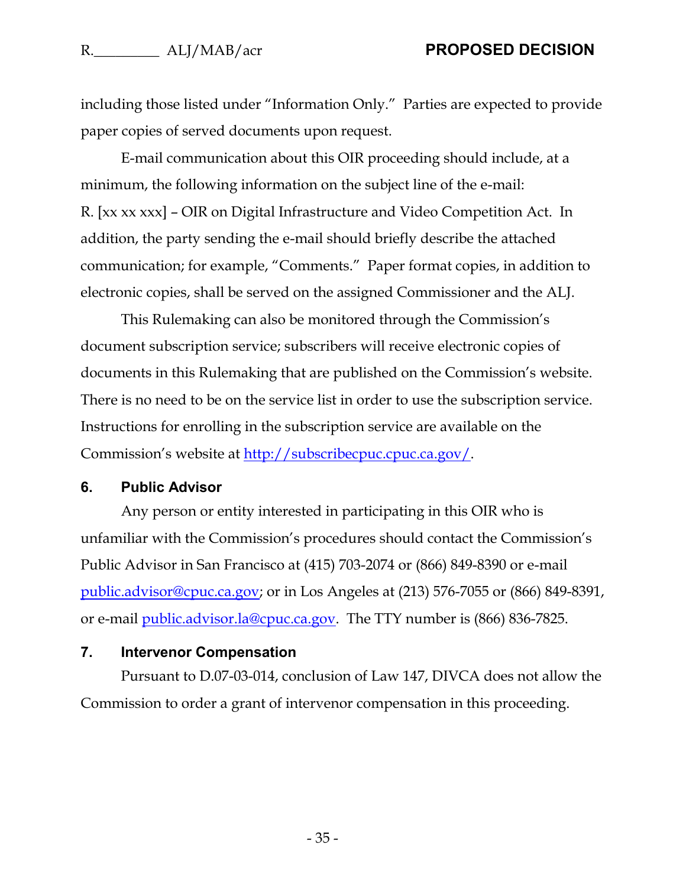including those listed under "Information Only." Parties are expected to provide paper copies of served documents upon request.

E-mail communication about this OIR proceeding should include, at a minimum, the following information on the subject line of the e-mail: R. [xx xx xxx] – OIR on Digital Infrastructure and Video Competition Act. In addition, the party sending the e-mail should briefly describe the attached communication; for example, "Comments." Paper format copies, in addition to electronic copies, shall be served on the assigned Commissioner and the ALJ.

This Rulemaking can also be monitored through the Commission's document subscription service; subscribers will receive electronic copies of documents in this Rulemaking that are published on the Commission's website. There is no need to be on the service list in order to use the subscription service. Instructions for enrolling in the subscription service are available on the Commission's website at http://subscribecpuc.cpuc.ca.gov/.

### 6. Public Advisor

Any person or entity interested in participating in this OIR who is unfamiliar with the Commission's procedures should contact the Commission's Public Advisor in San Francisco at (415) 703-2074 or (866) 849-8390 or e-mail public.advisor@cpuc.ca.gov; or in Los Angeles at (213) 576-7055 or (866) 849-8391, or e-mail public.advisor.la@cpuc.ca.gov. The TTY number is (866) 836-7825.

### 7. Intervenor Compensation

Pursuant to D.07-03-014, conclusion of Law 147, DIVCA does not allow the Commission to order a grant of intervenor compensation in this proceeding.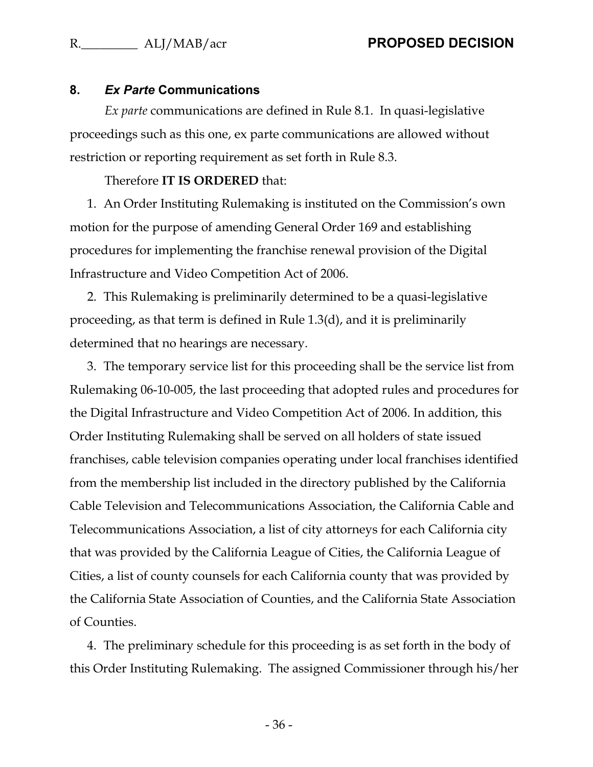## 8. *Ex Parte* Communications

*Ex parte* communications are defined in Rule 8.1. In quasi-legislative proceedings such as this one, ex parte communications are allowed without restriction or reporting requirement as set forth in Rule 8.3.

Therefore **IT IS ORDERED** that:

1. An Order Instituting Rulemaking is instituted on the Commission's own motion for the purpose of amending General Order 169 and establishing procedures for implementing the franchise renewal provision of the Digital Infrastructure and Video Competition Act of 2006.

2. This Rulemaking is preliminarily determined to be a quasi-legislative proceeding, as that term is defined in Rule 1.3(d), and it is preliminarily determined that no hearings are necessary.

3. The temporary service list for this proceeding shall be the service list from Rulemaking 06-10-005, the last proceeding that adopted rules and procedures for the Digital Infrastructure and Video Competition Act of 2006. In addition, this Order Instituting Rulemaking shall be served on all holders of state issued franchises, cable television companies operating under local franchises identified from the membership list included in the directory published by the California Cable Television and Telecommunications Association, the California Cable and Telecommunications Association, a list of city attorneys for each California city that was provided by the California League of Cities, the California League of Cities, a list of county counsels for each California county that was provided by the California State Association of Counties, and the California State Association of Counties.

4. The preliminary schedule for this proceeding is as set forth in the body of this Order Instituting Rulemaking. The assigned Commissioner through his/her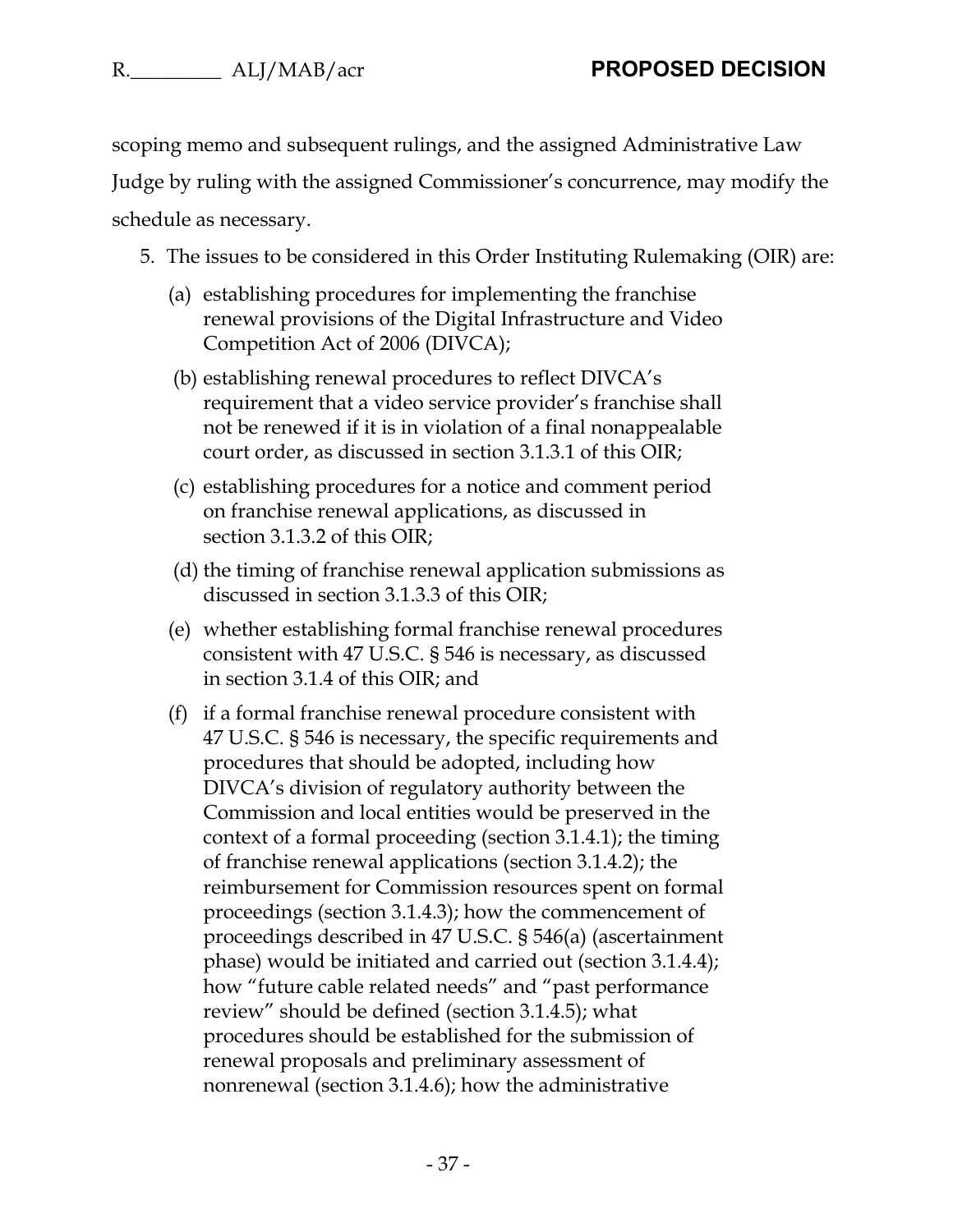scoping memo and subsequent rulings, and the assigned Administrative Law Judge by ruling with the assigned Commissioner's concurrence, may modify the schedule as necessary.

5. The issues to be considered in this Order Instituting Rulemaking (OIR) are:

   (a) establishing procedures for implementing the franchise renewal provisions of the Digital Infrastructure and Video Competition Act of 2006 (DIVCA);

   (b) establishing renewal procedures to reflect DIVCA's requirement that a video service provider's franchise shall not be renewed if it is in violation of a final nonappealable court order, as discussed in section 3.1.3.1 of this OIR;

   (c) establishing procedures for a notice and comment period on franchise renewal applications, as discussed in section 3.1.3.2 of this OIR;

   (d) the timing of franchise renewal application submissions as discussed in section 3.1.3.3 of this OIR;

   (e) whether establishing formal franchise renewal procedures consistent with 47 U.S.C. § 546 is necessary, as discussed in section 3.1.4 of this OIR; and

   (f) if a formal franchise renewal procedure consistent with 47 U.S.C. § 546 is necessary, the specific requirements and procedures that should be adopted, including how DIVCA's division of regulatory authority between the Commission and local entities would be preserved in the context of a formal proceeding (section 3.1.4.1); the timing of franchise renewal applications (section 3.1.4.2); the reimbursement for Commission resources spent on formal proceedings (section 3.1.4.3); how the commencement of proceedings described in 47 U.S.C. § 546(a) (ascertainment phase) would be initiated and carried out (section 3.1.4.4); how "future cable related needs" and "past performance review" should be defined (section 3.1.4.5); what procedures should be established for the submission of renewal proposals and preliminary assessment of nonrenewal (section 3.1.4.6); how the administrative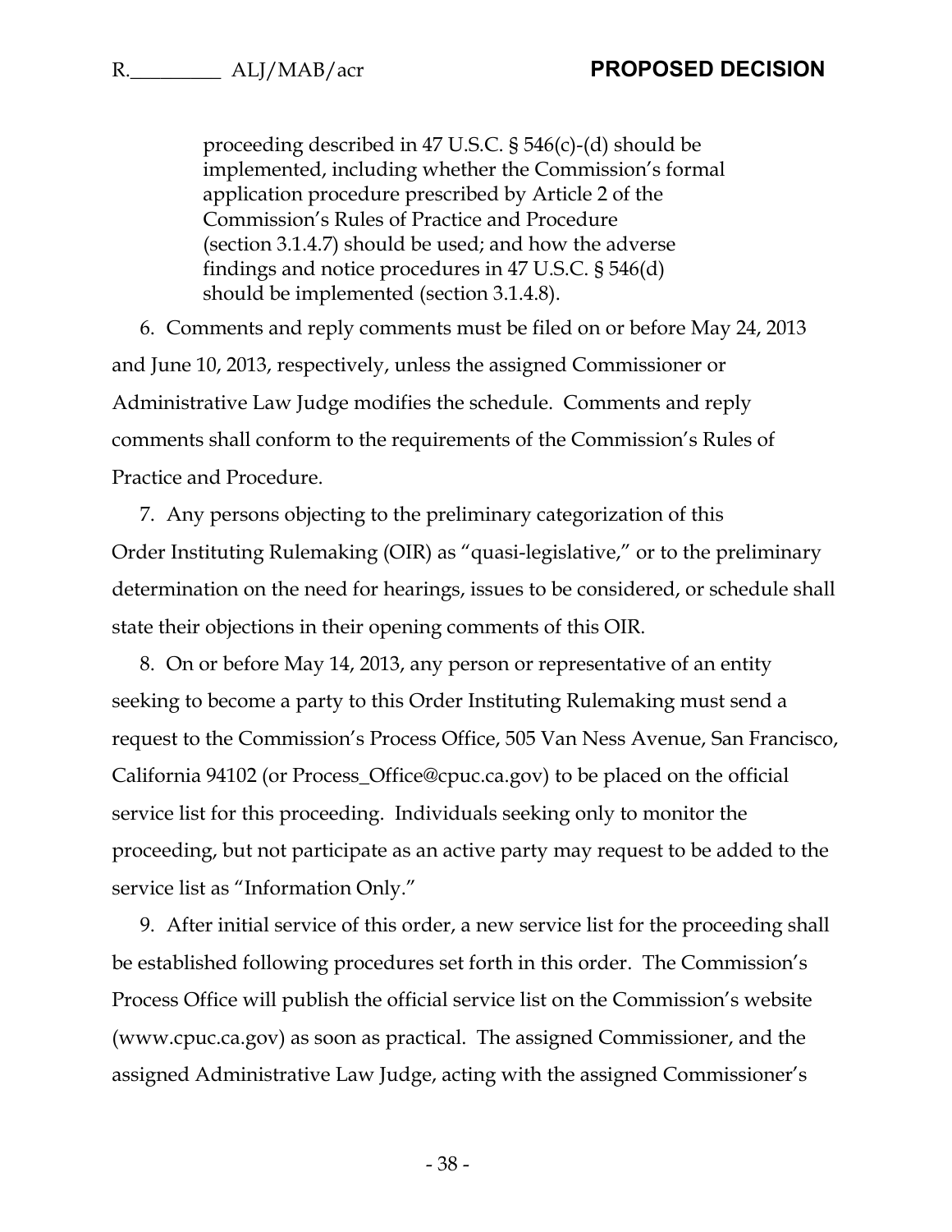proceeding described in 47 U.S.C. § 546(c)-(d) should be implemented, including whether the Commission's formal application procedure prescribed by Article 2 of the Commission's Rules of Practice and Procedure (section 3.1.4.7) should be used; and how the adverse findings and notice procedures in 47 U.S.C. § 546(d) should be implemented (section 3.1.4.8).

6. Comments and reply comments must be filed on or before May 24, 2013 and June 10, 2013, respectively, unless the assigned Commissioner or Administrative Law Judge modifies the schedule. Comments and reply comments shall conform to the requirements of the Commission's Rules of Practice and Procedure.

7. Any persons objecting to the preliminary categorization of this Order Instituting Rulemaking (OIR) as "quasi-legislative," or to the preliminary determination on the need for hearings, issues to be considered, or schedule shall state their objections in their opening comments of this OIR.

8. On or before May 14, 2013, any person or representative of an entity seeking to become a party to this Order Instituting Rulemaking must send a request to the Commission's Process Office, 505 Van Ness Avenue, San Francisco, California 94102 (or Process_Office@cpuc.ca.gov) to be placed on the official service list for this proceeding. Individuals seeking only to monitor the proceeding, but not participate as an active party may request to be added to the service list as "Information Only."

9. After initial service of this order, a new service list for the proceeding shall be established following procedures set forth in this order. The Commission's Process Office will publish the official service list on the Commission's website (www.cpuc.ca.gov) as soon as practical. The assigned Commissioner, and the assigned Administrative Law Judge, acting with the assigned Commissioner's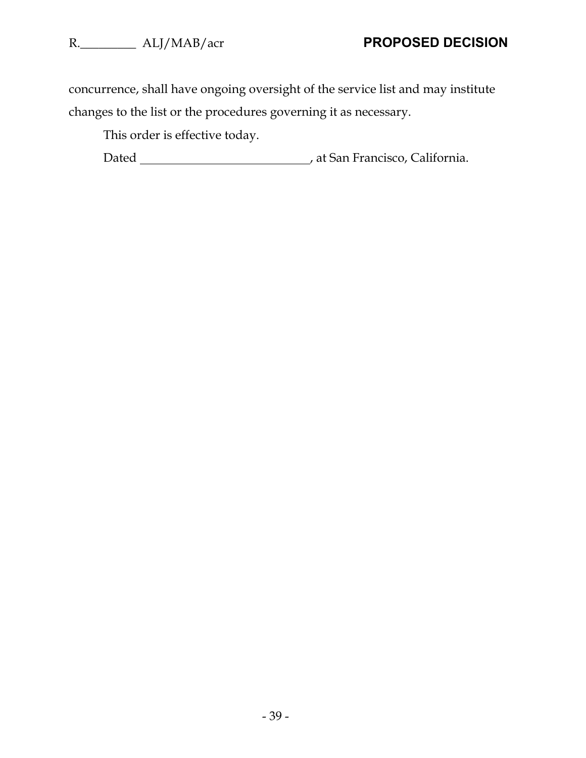concurrence, shall have ongoing oversight of the service list and may institute changes to the list or the procedures governing it as necessary.

This order is effective today.

Dated ____________________________, at San Francisco, California.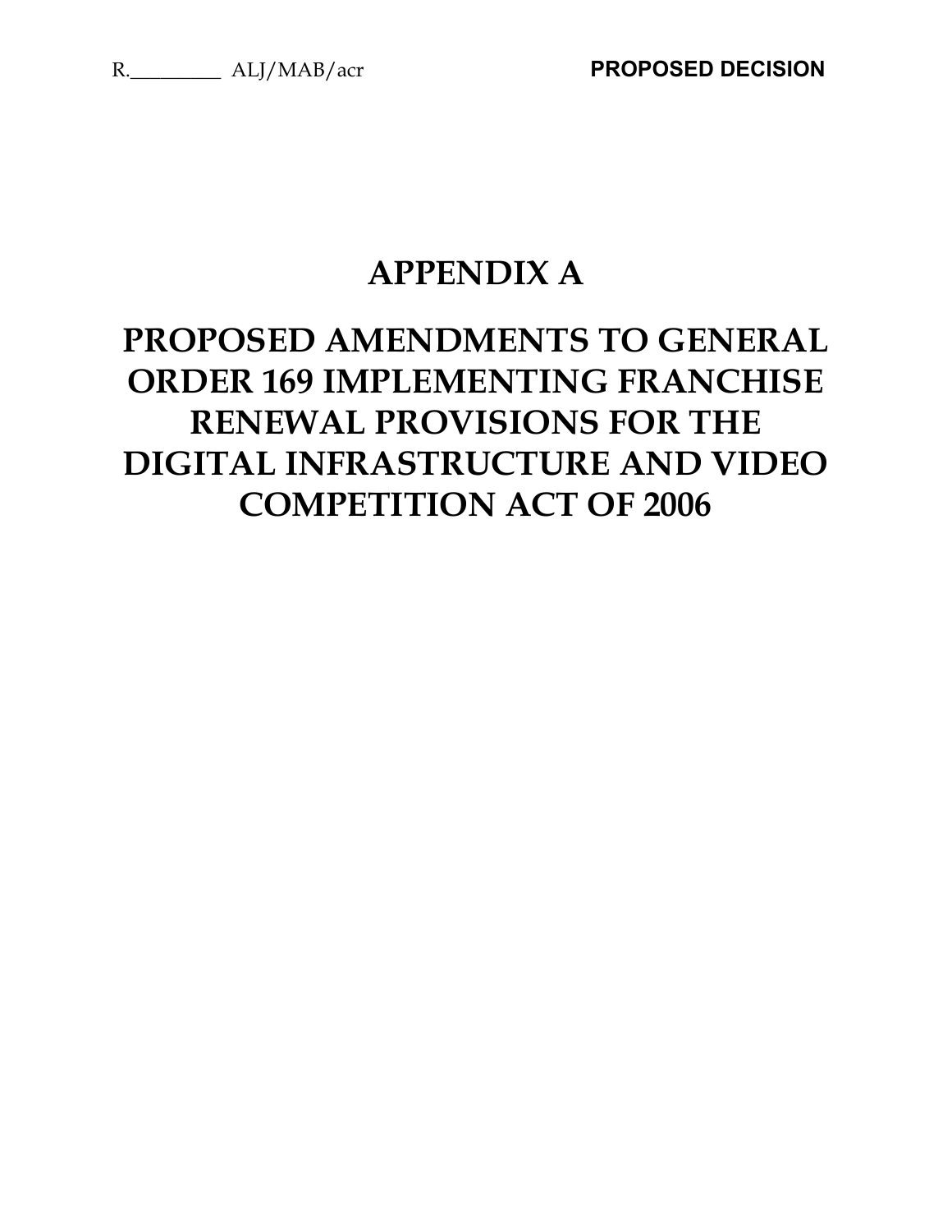# APPENDIX A

# PROPOSED AMENDMENTS TO GENERAL ORDER 169 IMPLEMENTING FRANCHISE RENEWAL PROVISIONS FOR THE DIGITAL INFRASTRUCTURE AND VIDEO COMPETITION ACT OF 2006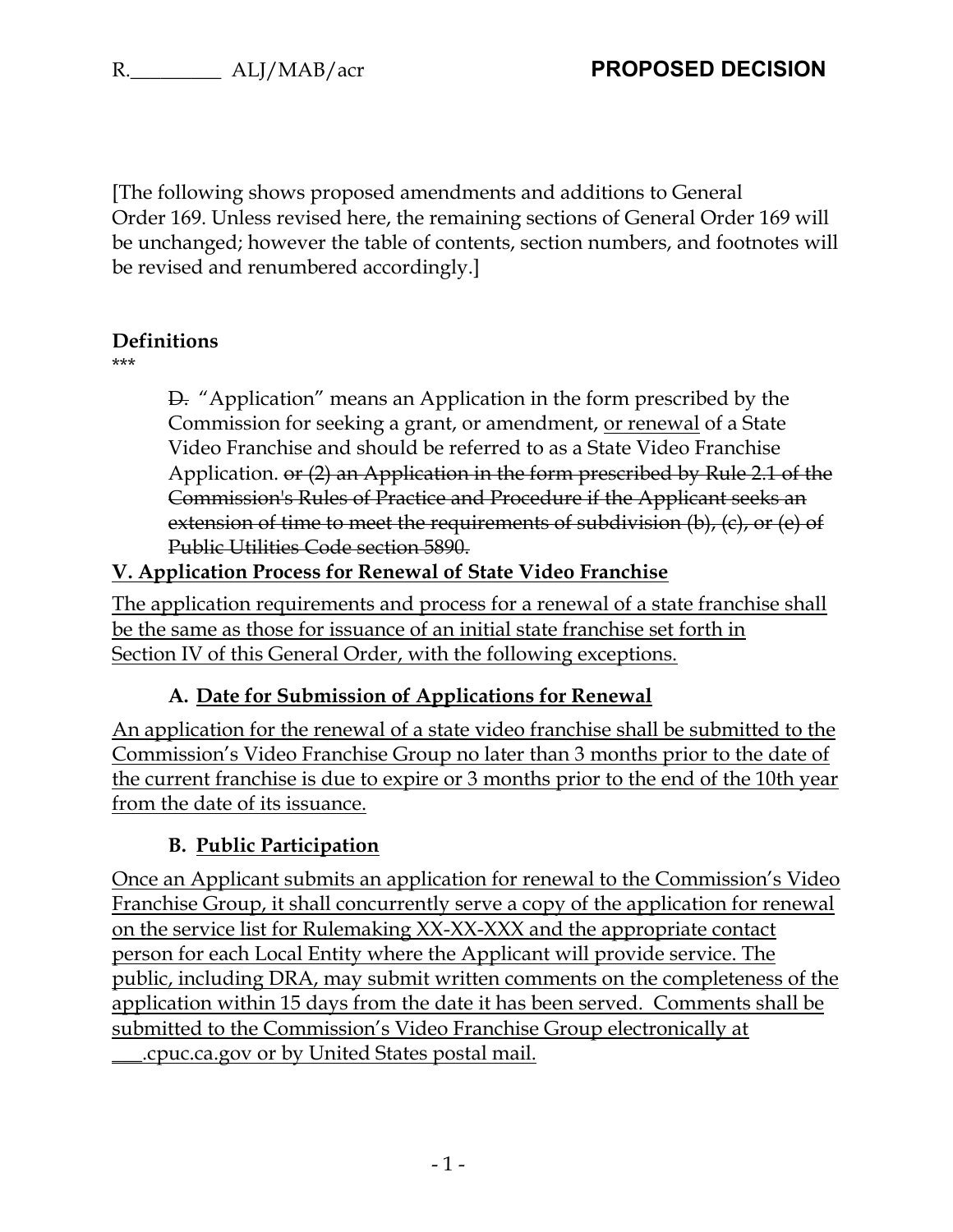[The following shows proposed amendments and additions to General Order 169. Unless revised here, the remaining sections of General Order 169 will be unchanged; however the table of contents, section numbers, and footnotes will be revised and renumbered accordingly.]

**Definitions**

\*\*\*

> ~~D.~~ "Application" means an Application in the form prescribed by the Commission for seeking a grant, or amendment, <u>or renewal</u> of a State Video Franchise and should be referred to as a State Video Franchise Application. ~~or (2) an Application in the form prescribed by Rule 2.1 of the Commission's Rules of Practice and Procedure if the Applicant seeks an extension of time to meet the requirements of subdivision (b), (c), or (e) of Public Utilities Code section 5890.~~

**<u>V. Application Process for Renewal of State Video Franchise</u>**

<u>The application requirements and process for a renewal of a state franchise shall be the same as those for issuance of an initial state franchise set forth in Section IV of this General Order, with the following exceptions.</u>

**A. <u>Date for Submission of Applications for Renewal</u>**

<u>An application for the renewal of a state video franchise shall be submitted to the Commission's Video Franchise Group no later than 3 months prior to the date of the current franchise is due to expire or 3 months prior to the end of the 10th year from the date of its issuance.</u>

**B. <u>Public Participation</u>**

<u>Once an Applicant submits an application for renewal to the Commission's Video Franchise Group, it shall concurrently serve a copy of the application for renewal on the service list for Rulemaking XX-XX-XXX and the appropriate contact person for each Local Entity where the Applicant will provide service. The public, including DRA, may submit written comments on the completeness of the application within 15 days from the date it has been served. Comments shall be submitted to the Commission's Video Franchise Group electronically at ___.cpuc.ca.gov or by United States postal mail.</u>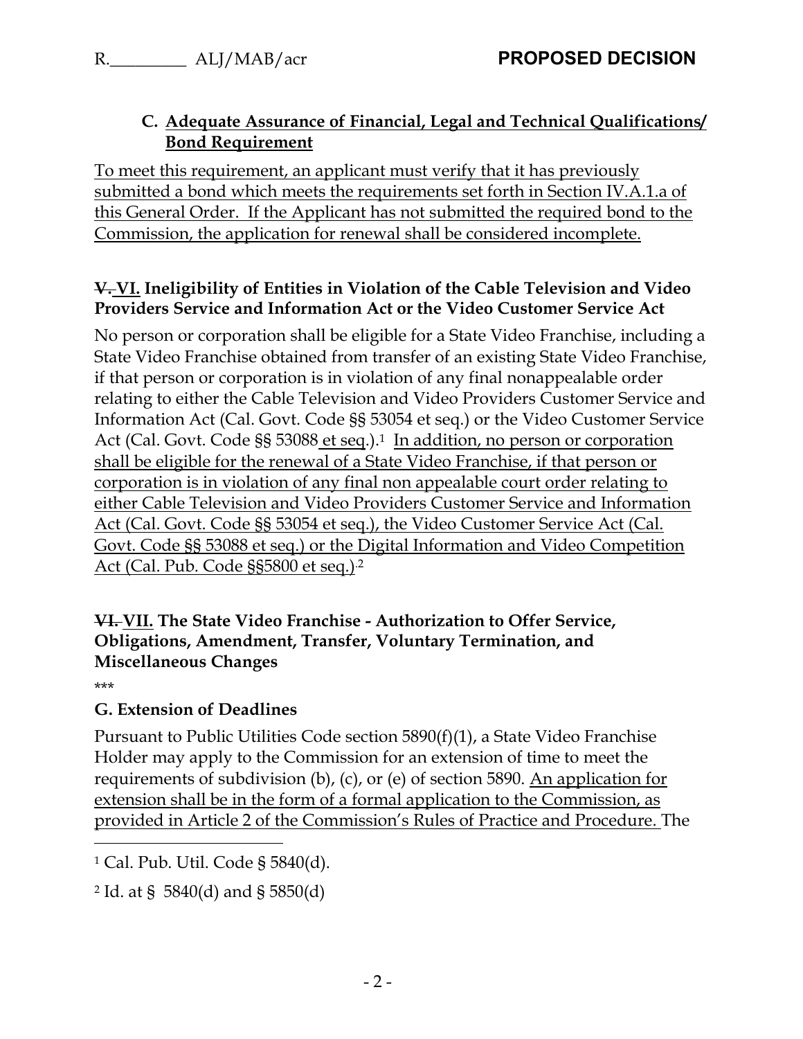### C. Adequate Assurance of Financial, Legal and Technical Qualifications/ Bond Requirement

To meet this requirement, an applicant must verify that it has previously submitted a bond which meets the requirements set forth in Section IV.A.1.a of this General Order. If the Applicant has not submitted the required bond to the Commission, the application for renewal shall be considered incomplete.

### ~~V.~~ VI. Ineligibility of Entities in Violation of the Cable Television and Video Providers Service and Information Act or the Video Customer Service Act

No person or corporation shall be eligible for a State Video Franchise, including a State Video Franchise obtained from transfer of an existing State Video Franchise, if that person or corporation is in violation of any final nonappealable order relating to either the Cable Television and Video Providers Customer Service and Information Act (Cal. Govt. Code §§ 53054 et seq.) or the Video Customer Service Act (Cal. Govt. Code §§ 53088 et seq.).[1] In addition, no person or corporation shall be eligible for the renewal of a State Video Franchise, if that person or corporation is in violation of any final non appealable court order relating to either Cable Television and Video Providers Customer Service and Information Act (Cal. Govt. Code §§ 53054 et seq.), the Video Customer Service Act (Cal. Govt. Code §§ 53088 et seq.) or the Digital Information and Video Competition Act (Cal. Pub. Code §§5800 et seq.).[2]

### ~~VI.~~ VII. The State Video Franchise - Authorization to Offer Service, Obligations, Amendment, Transfer, Voluntary Termination, and Miscellaneous Changes

\*\*\*

### G. Extension of Deadlines

Pursuant to Public Utilities Code section 5890(f)(1), a State Video Franchise Holder may apply to the Commission for an extension of time to meet the requirements of subdivision (b), (c), or (e) of section 5890. An application for extension shall be in the form of a formal application to the Commission, as provided in Article 2 of the Commission's Rules of Practice and Procedure. The

---

[1] Cal. Pub. Util. Code § 5840(d).

[2] Id. at § 5840(d) and § 5850(d)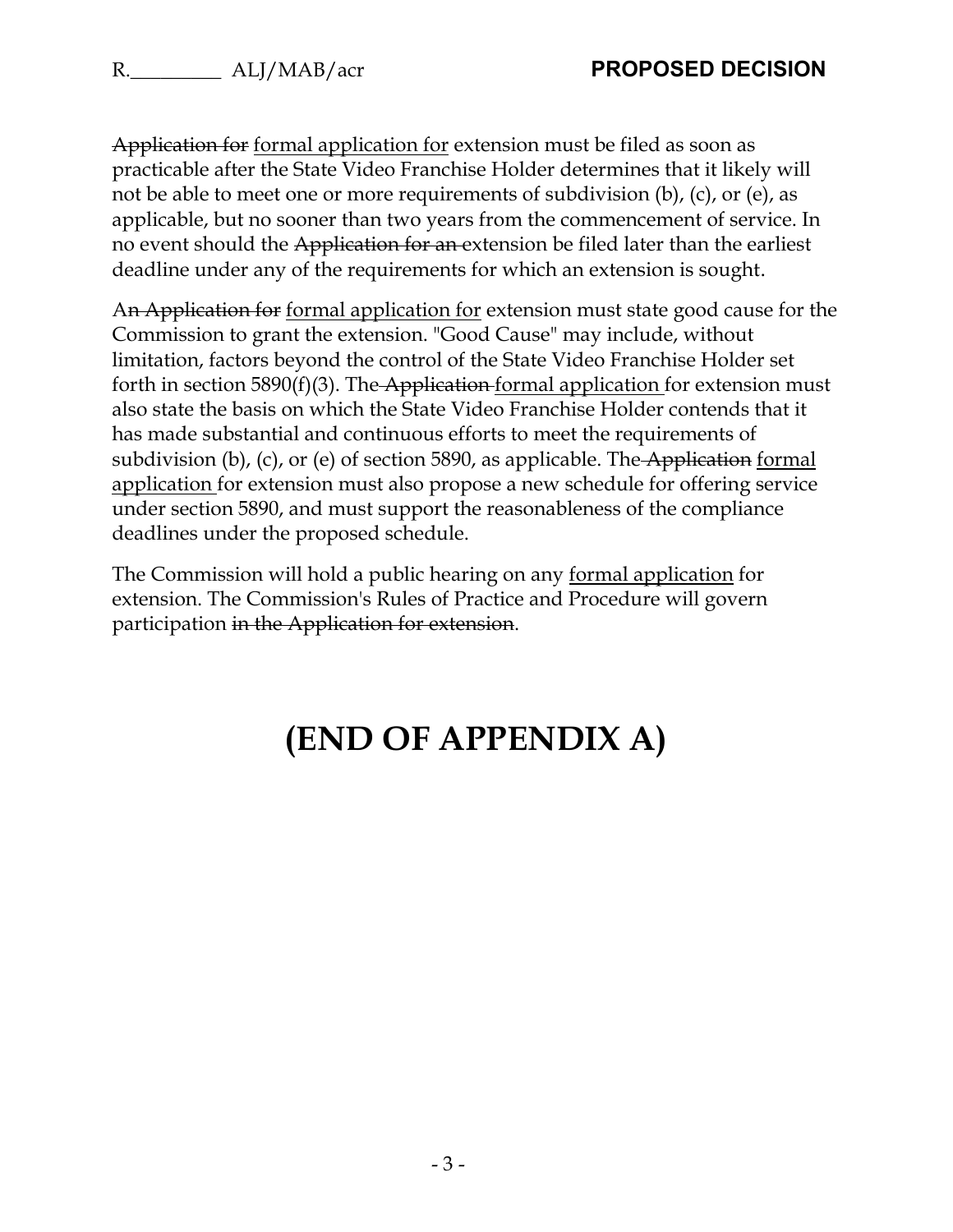~~Application for~~ <u>formal application for</u> extension must be filed as soon as practicable after the State Video Franchise Holder determines that it likely will not be able to meet one or more requirements of subdivision (b), (c), or (e), as applicable, but no sooner than two years from the commencement of service. In no event should the ~~Application for an~~ extension be filed later than the earliest deadline under any of the requirements for which an extension is sought.

A~~n Application for~~ <u>formal application for</u> extension must state good cause for the Commission to grant the extension. "Good Cause" may include, without limitation, factors beyond the control of the State Video Franchise Holder set forth in section 5890(f)(3). The ~~Application~~ <u>formal application</u> for extension must also state the basis on which the State Video Franchise Holder contends that it has made substantial and continuous efforts to meet the requirements of subdivision (b), (c), or (e) of section 5890, as applicable. The ~~Application~~ <u>formal application</u> for extension must also propose a new schedule for offering service under section 5890, and must support the reasonableness of the compliance deadlines under the proposed schedule.

The Commission will hold a public hearing on any <u>formal application</u> for extension. The Commission's Rules of Practice and Procedure will govern participation ~~in the Application for extension~~.

# (END OF APPENDIX A)